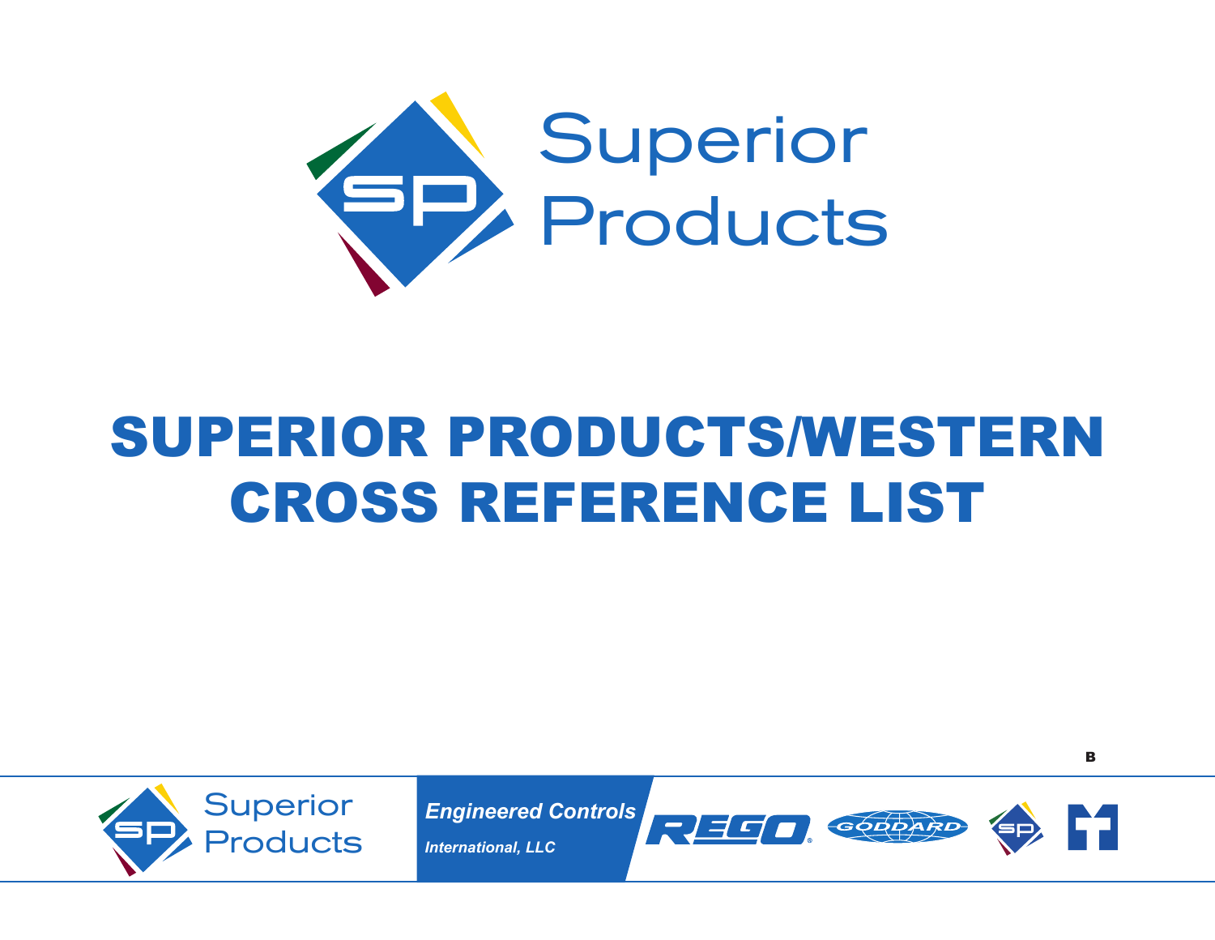Superior Products

# SUPERIOR PRODUCTS/WESTERN CROSS REFERENCE LIST

B

Superior Products

*Engineered Controls International, LLC*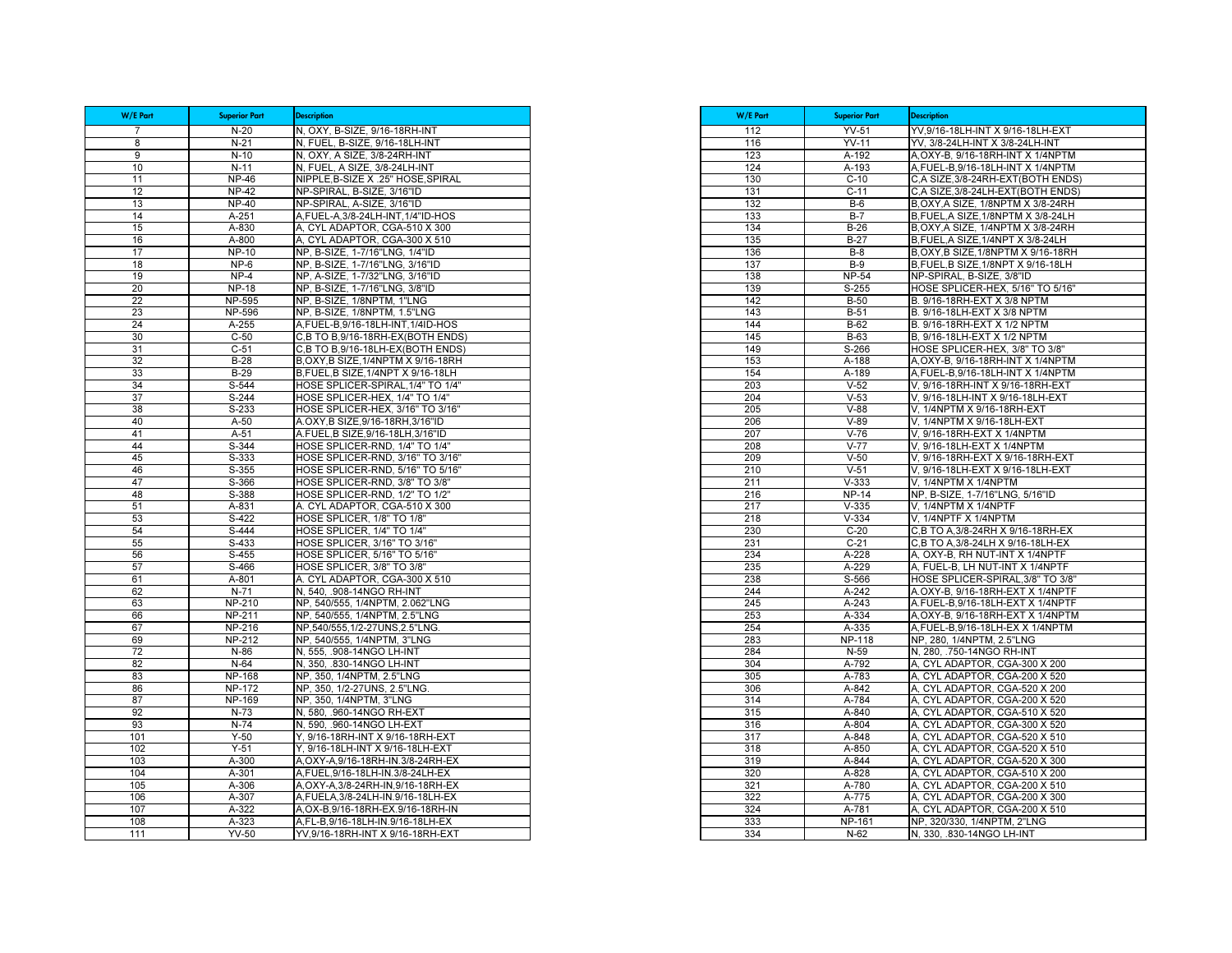| W/E Part | Superior Part | Description |
|---|---|---|
| 7 | N-20 | N, OXY, B-SIZE, 9/16-18RH-INT |
| 8 | N-21 | N, FUEL, B-SIZE, 9/16-18LH-INT |
| 9 | N-10 | N, OXY, A SIZE, 3/8-24RH-INT |
| 10 | N-11 | N, FUEL, A SIZE, 3/8-24LH-INT |
| 11 | NP-46 | NIPPLE,B-SIZE X .25" HOSE,SPIRAL |
| 12 | NP-42 | NP-SPIRAL, B-SIZE, 3/16"ID |
| 13 | NP-40 | NP-SPIRAL, A-SIZE, 3/16"ID |
| 14 | A-251 | A,FUEL-A,3/8-24LH-INT,1/4"ID-HOS |
| 15 | A-830 | A, CYL ADAPTOR, CGA-510 X 300 |
| 16 | A-800 | A, CYL ADAPTOR, CGA-300 X 510 |
| 17 | NP-10 | NP, B-SIZE, 1-7/16"LNG, 1/4"ID |
| 18 | NP-6 | NP, B-SIZE, 1-7/16"LNG, 3/16"ID |
| 19 | NP-4 | NP, A-SIZE, 1-7/32"LNG, 3/16"ID |
| 20 | NP-18 | NP, B-SIZE, 1-7/16"LNG, 3/8"ID |
| 22 | NP-595 | NP, B-SIZE, 1/8NPTM, 1"LNG |
| 23 | NP-596 | NP, B-SIZE, 1/8NPTM, 1.5"LNG |
| 24 | A-255 | A,FUEL-B,9/16-18LH-INT,1/4ID-HOS |
| 30 | C-50 | C,B TO B,9/16-18RH-EX(BOTH ENDS) |
| 31 | C-51 | C,B TO B,9/16-18LH-EX(BOTH ENDS) |
| 32 | B-28 | B,OXY,B SIZE,1/4NPTM X 9/16-18RH |
| 33 | B-29 | B,FUEL,B SIZE,1/4NPT X 9/16-18LH |
| 34 | S-544 | HOSE SPLICER-SPIRAL,1/4" TO 1/4" |
| 37 | S-244 | HOSE SPLICER-HEX, 1/4" TO 1/4" |
| 38 | S-233 | HOSE SPLICER-HEX, 3/16" TO 3/16" |
| 40 | A-50 | A,OXY,B SIZE,9/16-18RH,3/16"ID |
| 41 | A-51 | A,FUEL,B SIZE,9/16-18LH,3/16"ID |
| 44 | S-344 | HOSE SPLICER-RND, 1/4" TO 1/4" |
| 45 | S-333 | HOSE SPLICER-RND, 3/16" TO 3/16" |
| 46 | S-355 | HOSE SPLICER-RND, 5/16" TO 5/16" |
| 47 | S-366 | HOSE SPLICER-RND, 3/8" TO 3/8" |
| 48 | S-388 | HOSE SPLICER-RND, 1/2" TO 1/2" |
| 51 | A-831 | A. CYL ADAPTOR, CGA-510 X 300 |
| 53 | S-422 | HOSE SPLICER, 1/8" TO 1/8" |
| 54 | S-444 | HOSE SPLICER, 1/4" TO 1/4" |
| 55 | S-433 | HOSE SPLICER, 3/16" TO 3/16" |
| 56 | S-455 | HOSE SPLICER, 5/16" TO 5/16" |
| 57 | S-466 | HOSE SPLICER, 3/8" TO 3/8" |
| 61 | A-801 | A. CYL ADAPTOR, CGA-300 X 510 |
| 62 | N-71 | N, 540, .908-14NGO RH-INT |
| 63 | NP-210 | NP, 540/555, 1/4NPTM, 2.062"LNG |
| 66 | NP-211 | NP, 540/555, 1/4NPTM, 2.5"LNG |
| 67 | NP-216 | NP,540/555,1/2-27UNS,2.5"LNG. |
| 69 | NP-212 | NP, 540/555, 1/4NPTM, 3"LNG |
| 72 | N-86 | N, 555, .908-14NGO LH-INT |
| 82 | N-64 | N, 350, .830-14NGO LH-INT |
| 83 | NP-168 | NP, 350, 1/4NPTM, 2.5"LNG |
| 86 | NP-172 | NP, 350, 1/2-27UNS, 2.5"LNG. |
| 87 | NP-169 | NP, 350, 1/4NPTM, 3"LNG |
| 92 | N-73 | N, 580, .960-14NGO RH-EXT |
| 93 | N-74 | N, 590, .960-14NGO LH-EXT |
| 101 | Y-50 | Y, 9/16-18RH-INT X 9/16-18RH-EXT |
| 102 | Y-51 | Y, 9/16-18LH-INT X 9/16-18LH-EXT |
| 103 | A-300 | A,OXY-A,9/16-18RH-IN.3/8-24RH-EX |
| 104 | A-301 | A,FUEL,9/16-18LH-IN.3/8-24LH-EX |
| 105 | A-306 | A,OXY-A,3/8-24RH-IN,9/16-18RH-EX |
| 106 | A-307 | A,FUELA,3/8-24LH-IN.9/16-18LH-EX |
| 107 | A-322 | A,OX-B,9/16-18RH-EX.9/16-18RH-IN |
| 108 | A-323 | A,FL-B,9/16-18LH-IN.9/16-18LH-EX |
| 111 | YV-50 | YV,9/16-18RH-INT X 9/16-18RH-EXT |
| 112 | YV-51 | YV,9/16-18LH-INT X 9/16-18LH-EXT |
| 116 | YV-11 | YV, 3/8-24LH-INT X 3/8-24LH-INT |
| 123 | A-192 | A,OXY-B, 9/16-18RH-INT X 1/4NPTM |
| 124 | A-193 | A,FUEL-B,9/16-18LH-INT X 1/4NPTM |
| 130 | C-10 | C,A SIZE,3/8-24RH-EXT(BOTH ENDS) |
| 131 | C-11 | C,A SIZE,3/8-24LH-EXT(BOTH ENDS) |
| 132 | B-6 | B,OXY,A SIZE, 1/8NPTM X 3/8-24RH |
| 133 | B-7 | B,FUEL,A SIZE,1/8NPTM X 3/8-24LH |
| 134 | B-26 | B,OXY,A SIZE, 1/4NPTM X 3/8-24RH |
| 135 | B-27 | B,FUEL,A SIZE,1/4NPT X 3/8-24LH |
| 136 | B-8 | B,OXY,B SIZE,1/8NPTM X 9/16-18RH |
| 137 | B-9 | B,FUEL,B SIZE,1/8NPT X 9/16-18LH |
| 138 | NP-54 | NP-SPIRAL, B-SIZE, 3/8"ID |
| 139 | S-255 | HOSE SPLICER-HEX, 5/16" TO 5/16" |
| 142 | B-50 | B. 9/16-18RH-EXT X 3/8 NPTM |
| 143 | B-51 | B. 9/16-18LH-EXT X 3/8 NPTM |
| 144 | B-62 | B. 9/16-18RH-EXT X 1/2 NPTM |
| 145 | B-63 | B, 9/16-18LH-EXT X 1/2 NPTM |
| 149 | S-266 | HOSE SPLICER-HEX, 3/8" TO 3/8" |
| 153 | A-188 | A,OXY-B, 9/16-18RH-INT X 1/4NPTM |
| 154 | A-189 | A,FUEL-B,9/16-18LH-INT X 1/4NPTM |
| 203 | V-52 | V, 9/16-18RH-INT X 9/16-18RH-EXT |
| 204 | V-53 | V, 9/16-18LH-INT X 9/16-18LH-EXT |
| 205 | V-88 | V, 1/4NPTM X 9/16-18RH-EXT |
| 206 | V-89 | V, 1/4NPTM X 9/16-18LH-EXT |
| 207 | V-76 | V, 9/16-18RH-EXT X 1/4NPTM |
| 208 | V-77 | V, 9/16-18LH-EXT X 1/4NPTM |
| 209 | V-50 | V, 9/16-18RH-EXT X 9/16-18RH-EXT |
| 210 | V-51 | V, 9/16-18LH-EXT X 9/16-18LH-EXT |
| 211 | V-333 | V, 1/4NPTM X 1/4NPTM |
| 216 | NP-14 | NP, B-SIZE, 1-7/16"LNG, 5/16"ID |
| 217 | V-335 | V, 1/4NPTM X 1/4NPTF |
| 218 | V-334 | V, 1/4NPTF X 1/4NPTM |
| 230 | C-20 | C,B TO A,3/8-24RH X 9/16-18RH-EX |
| 231 | C-21 | C,B TO A,3/8-24LH X 9/16-18LH-EX |
| 234 | A-228 | A, OXY-B, RH NUT-INT X 1/4NPTF |
| 235 | A-229 | A, FUEL-B, LH NUT-INT X 1/4NPTF |
| 238 | S-566 | HOSE SPLICER-SPIRAL,3/8" TO 3/8" |
| 244 | A-242 | A,OXY-B, 9/16-18RH-EXT X 1/4NPTF |
| 245 | A-243 | A,FUEL-B,9/16-18LH-EXT X 1/4NPTF |
| 253 | A-334 | A,OXY-B, 9/16-18RH-EXT X 1/4NPTM |
| 254 | A-335 | A,FUEL-B,9/16-18LH-EX X 1/4NPTM |
| 283 | NP-118 | NP, 280, 1/4NPTM, 2.5"LNG |
| 284 | N-59 | N, 280, .750-14NGO RH-INT |
| 304 | A-792 | A, CYL ADAPTOR, CGA-300 X 200 |
| 305 | A-783 | A, CYL ADAPTOR, CGA-200 X 520 |
| 306 | A-842 | A, CYL ADAPTOR, CGA-520 X 200 |
| 314 | A-784 | A, CYL ADAPTOR, CGA-200 X 520 |
| 315 | A-840 | A, CYL ADAPTOR, CGA-510 X 520 |
| 316 | A-804 | A, CYL ADAPTOR, CGA-300 X 520 |
| 317 | A-848 | A, CYL ADAPTOR, CGA-520 X 510 |
| 318 | A-850 | A, CYL ADAPTOR, CGA-520 X 510 |
| 319 | A-844 | A, CYL ADAPTOR, CGA-520 X 300 |
| 320 | A-828 | A, CYL ADAPTOR, CGA-510 X 200 |
| 321 | A-780 | A, CYL ADAPTOR, CGA-200 X 510 |
| 322 | A-775 | A, CYL ADAPTOR, CGA-200 X 300 |
| 324 | A-781 | A, CYL ADAPTOR, CGA-200 X 510 |
| 333 | NP-161 | NP, 320/330, 1/4NPTM, 2"LNG |
| 334 | N-62 | N, 330, .830-14NGO LH-INT |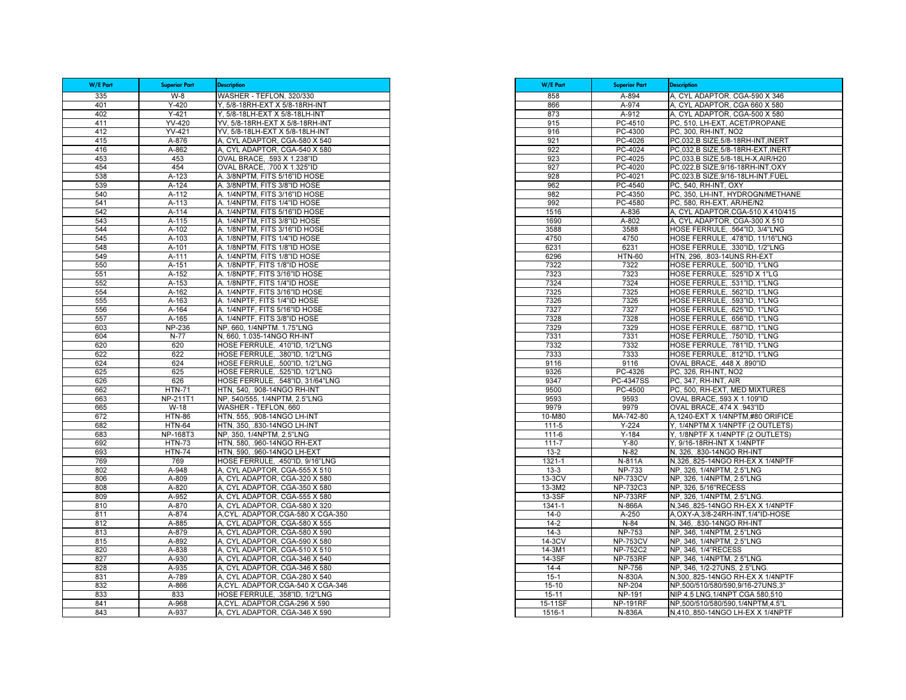| W/E Part | Superior Part | Description |
|---|---|---|
| 335 | W-8 | WASHER - TEFLON, 320/330 |
| 401 | Y-420 | Y, 5/8-18RH-EXT X 5/8-18RH-INT |
| 402 | Y-421 | Y, 5/8-18LH-EXT X 5/8-18LH-INT |
| 411 | YV-420 | YV, 5/8-18RH-EXT X 5/8-18RH-INT |
| 412 | YV-421 | YV, 5/8-18LH-EXT X 5/8-18LH-INT |
| 415 | A-876 | A, CYL ADAPTOR, CGA-580 X 540 |
| 416 | A-862 | A, CYL ADAPTOR, CGA-540 X 580 |
| 453 | 453 | OVAL BRACE, .593 X 1.238"ID |
| 454 | 454 | OVAL BRACE, .700 X 1.325"ID |
| 538 | A-123 | A. 3/8NPTM, FITS 5/16"ID HOSE |
| 539 | A-124 | A. 3/8NPTM, FITS 3/8"ID HOSE |
| 540 | A-112 | A. 1/4NPTM, FITS 3/16"ID HOSE |
| 541 | A-113 | A. 1/4NPTM, FITS 1/4"ID HOSE |
| 542 | A-114 | A. 1/4NPTM, FITS 5/16"ID HOSE |
| 543 | A-115 | A. 1/4NPTM, FITS 3/8"ID HOSE |
| 544 | A-102 | A. 1/8NPTM, FITS 3/16"ID HOSE |
| 545 | A-103 | A. 1/8NPTM, FITS 1/4"ID HOSE |
| 548 | A-101 | A. 1/8NPTM, FITS 1/8"ID HOSE |
| 549 | A-111 | A. 1/4NPTM, FITS 1/8"ID HOSE |
| 550 | A-151 | A. 1/8NPTF, FITS 1/8"ID HOSE |
| 551 | A-152 | A. 1/8NPTF, FITS 3/16"ID HOSE |
| 552 | A-153 | A. 1/8NPTF, FITS 1/4"ID HOSE |
| 554 | A-162 | A. 1/4NPTF, FITS 3/16"ID HOSE |
| 555 | A-163 | A. 1/4NPTF, FITS 1/4"ID HOSE |
| 556 | A-164 | A. 1/4NPTF, FITS 5/16"ID HOSE |
| 557 | A-165 | A. 1/4NPTF, FITS 3/8"ID HOSE |
| 603 | NP-236 | NP, 660, 1/4NPTM. 1.75"LNG |
| 604 | N-77 | N, 660, 1.035-14NGO RH-INT |
| 620 | 620 | HOSE FERRULE, .410"ID, 1/2"LNG |
| 622 | 622 | HOSE FERRULE, .380"ID, 1/2"LNG |
| 624 | 624 | HOSE FERRULE, .500"ID, 1/2"LNG |
| 625 | 625 | HOSE FERRULE, .525"ID, 1/2"LNG |
| 626 | 626 | HOSE FERRULE, .548"ID, 31/64"LNG |
| 662 | HTN-71 | HTN, 540, .908-14NGO RH-INT |
| 663 | NP-211T1 | NP, 540/555, 1/4NPTM, 2.5"LNG |
| 665 | W-18 | WASHER - TEFLON, 660 |
| 672 | HTN-86 | HTN, 555, .908-14NGO LH-INT |
| 682 | HTN-64 | HTN, 350, .830-14NGO LH-INT |
| 683 | NP-168T3 | NP, 350, 1/4NPTM, 2.5"LNG |
| 692 | HTN-73 | HTN, 580, .960-14NGO RH-EXT |
| 693 | HTN-74 | HTN, 590, .960-14NGO LH-EXT |
| 769 | 769 | HOSE FERRULE, .450"ID, 9/16"LNG |
| 802 | A-948 | A, CYL ADAPTOR, CGA-555 X 510 |
| 806 | A-809 | A, CYL ADAPTOR, CGA-320 X 580 |
| 808 | A-820 | A, CYL ADAPTOR, CGA-350 X 580 |
| 809 | A-952 | A, CYL ADAPTOR, CGA-555 X 580 |
| 810 | A-870 | A, CYL ADAPTOR, CGA-580 X 320 |
| 811 | A-874 | A,CYL. ADAPTOR,CGA-580 X CGA-350 |
| 812 | A-885 | A, CYL ADAPTOR, CGA-580 X 555 |
| 813 | A-879 | A, CYL ADAPTOR, CGA-580 X 590 |
| 815 | A-892 | A, CYL ADAPTOR, CGA-590 X 580 |
| 820 | A-838 | A, CYL ADAPTOR, CGA-510 X 510 |
| 827 | A-930 | A, CYL ADAPTOR, CGA-346 X 540 |
| 828 | A-935 | A, CYL ADAPTOR, CGA-346 X 580 |
| 831 | A-789 | A, CYL ADAPTOR, CGA-280 X 540 |
| 832 | A-866 | A,CYL. ADAPTOR,CGA-540 X CGA-346 |
| 833 | 833 | HOSE FERRULE, .358"ID, 1/2"LNG |
| 841 | A-968 | A,CYL. ADAPTOR,CGA-296 X 590 |
| 843 | A-937 | A, CYL ADAPTOR, CGA-346 X 590 |
| 858 | A-894 | A, CYL ADAPTOR, CGA-590 X 346 |
| 866 | A-974 | A, CYL ADAPTOR, CGA 660 X 580 |
| 873 | A-912 | A, CYL ADAPTOR, CGA-500 X 580 |
| 915 | PC-4510 | PC, 510, LH-EXT, ACET/PROPANE |
| 916 | PC-4300 | PC, 300, RH-INT, NO2 |
| 921 | PC-4026 | PC,032,B SIZE,5/8-18RH-INT,INERT |
| 922 | PC-4024 | PC,032,B SIZE,5/8-18RH-EXT,INERT |
| 923 | PC-4025 | PC,033,B SIZE,5/8-18LH-X,AIR/H20 |
| 927 | PC-4020 | PC,022,B SIZE,9/16-18RH-INT,OXY |
| 928 | PC-4021 | PC,023,B SIZE,9/16-18LH-INT,FUEL |
| 962 | PC-4540 | PC, 540, RH-INT, OXY |
| 982 | PC-4350 | PC, 350, LH-INT, HYDROGN/METHANE |
| 992 | PC-4580 | PC, 580, RH-EXT, AR/HE/N2 |
| 1516 | A-836 | A, CYL ADAPTOR,CGA-510 X 410/415 |
| 1690 | A-802 | A, CYL ADAPTOR, CGA-300 X 510 |
| 3588 | 3588 | HOSE FERRULE, .564"ID, 3/4"LNG |
| 4750 | 4750 | HOSE FERRULE, .478"ID, 11/16"LNG |
| 6231 | 6231 | HOSE FERRULE, .330"ID, 1/2"LNG |
| 6296 | HTN-60 | HTN, 296, .803-14UNS RH-EXT |
| 7322 | 7322 | HOSE FERRULE, .500"ID, 1"LNG |
| 7323 | 7323 | HOSE FERRULE, .525"ID X 1"LG |
| 7324 | 7324 | HOSE FERRULE, .531"ID, 1"LNG |
| 7325 | 7325 | HOSE FERRULE, .562"ID, 1"LNG |
| 7326 | 7326 | HOSE FERRULE, .593"ID, 1"LNG |
| 7327 | 7327 | HOSE FERRULE, .625"ID, 1"LNG |
| 7328 | 7328 | HOSE FERRULE, .656"ID, 1"LNG |
| 7329 | 7329 | HOSE FERRULE, .687"ID, 1"LNG |
| 7331 | 7331 | HOSE FERRULE, .750"ID, 1"LNG |
| 7332 | 7332 | HOSE FERRULE, .781"ID, 1"LNG |
| 7333 | 7333 | HOSE FERRULE, .812"ID, 1"LNG |
| 9116 | 9116 | OVAL BRACE, .448 X .890"ID |
| 9326 | PC-4326 | PC, 326, RH-INT, NO2 |
| 9347 | PC-4347SS | PC, 347, RH-INT, AIR |
| 9500 | PC-4500 | PC, 500, RH-EXT, MED MIXTURES |
| 9593 | 9593 | OVAL BRACE,.593 X 1.109"ID |
| 9979 | 9979 | OVAL BRACE,.474 X .943"ID |
| 10-M80 | MA-742-80 | A,1240-EXT X 1/4NPTM,#80 ORIFICE |
| 111-5 | Y-224 | Y, 1/4NPTM X 1/4NPTF (2 OUTLETS) |
| 111-6 | Y-184 | Y, 1/8NPTF X 1/4NPTF (2 OUTLETS) |
| 111-7 | Y-80 | Y, 9/16-18RH-INT X 1/4NPTF |
| 13-2 | N-82 | N, 326, .830-14NGO RH-INT |
| 1321-1 | N-811A | N,326,.825-14NGO RH-EX X 1/4NPTF |
| 13-3 | NP-733 | NP, 326, 1/4NPTM, 2.5"LNG |
| 13-3CV | NP-733CV | NP, 326, 1/4NPTM, 2.5"LNG |
| 13-3M2 | NP-732C3 | NP, 326, 5/16"RECESS |
| 13-3SF | NP-733RF | NP, 326, 1/4NPTM, 2.5"LNG. |
| 1341-1 | N-866A | N,346,.825-14NGO RH-EX X 1/4NPTF |
| 14-0 | A-250 | A,OXY-A,3/8-24RH-INT,1/4"ID-HOSE |
| 14-2 | N-84 | N, 346, .830-14NGO RH-INT |
| 14-3 | NP-753 | NP, 346, 1/4NPTM, 2.5"LNG |
| 14-3CV | NP-753CV | NP, 346, 1/4NPTM, 2.5"LNG |
| 14-3M1 | NP-752C2 | NP, 346, 1/4"RECESS |
| 14-3SF | NP-753RF | NP, 346, 1/4NPTM, 2.5"LNG. |
| 14-4 | NP-756 | NP, 346, 1/2-27UNS, 2.5"LNG. |
| 15-1 | N-830A | N,300,.825-14NGO RH-EX X 1/4NPTF |
| 15-10 | NP-204 | NP,500/510/580/590,9/16-27UNS,3" |
| 15-11 | NP-191 | NIP 4.5 LNG,1/4NPT CGA 580,510 |
| 15-11SF | NP-191RF | NP,500/510/580/590,1/4NPTM,4.5"L |
| 1516-1 | N-836A | N,410,.850-14NGO LH-EX X 1/4NPTF |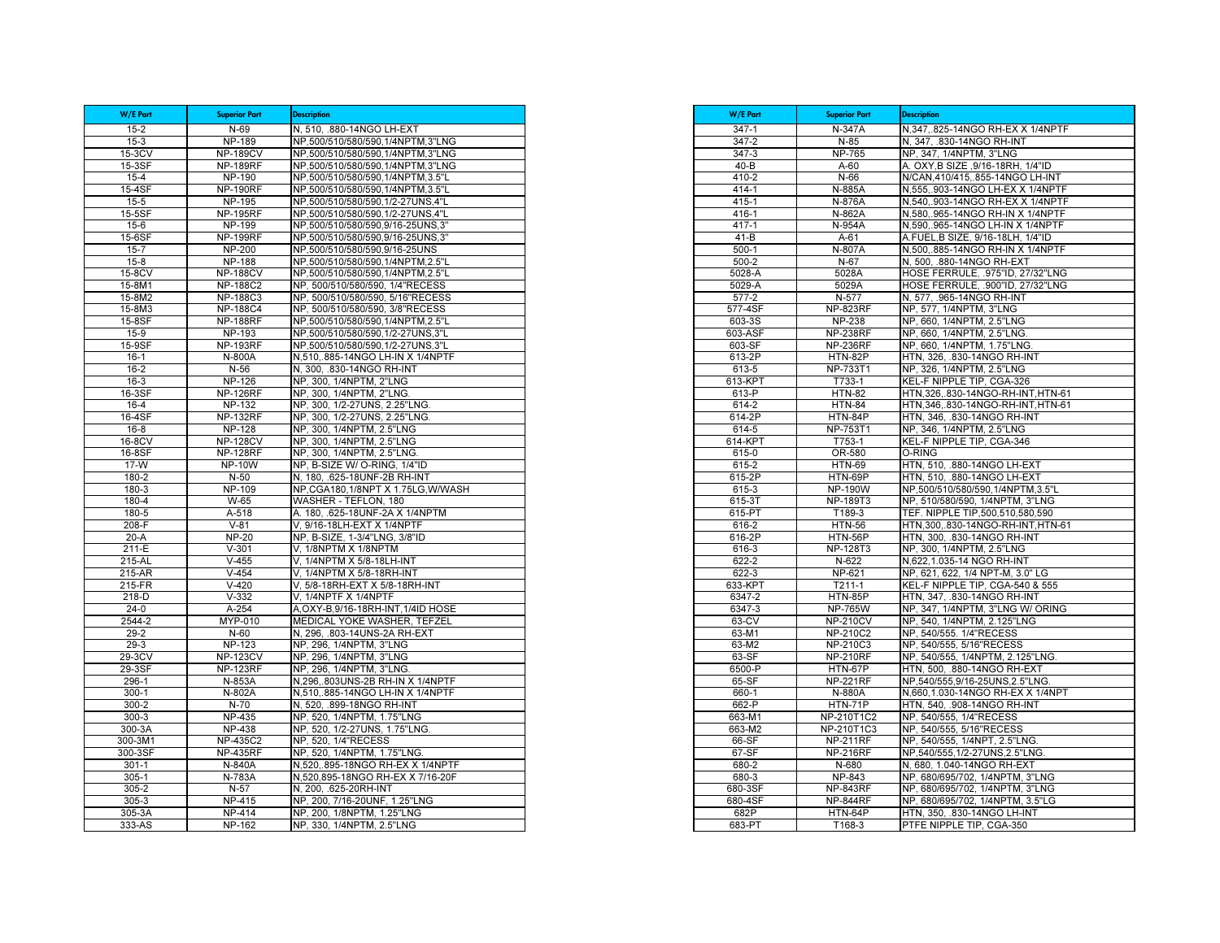| W/E Part | Superior Part | Description |
|---|---|---|
| 15-2 | N-69 | N, 510, .880-14NGO LH-EXT |
| 15-3 | NP-189 | NP,500/510/580/590,1/4NPTM,3"LNG |
| 15-3CV | NP-189CV | NP,500/510/580/590,1/4NPTM,3"LNG |
| 15-3SF | NP-189RF | NP,500/510/580/590,1/4NPTM,3"LNG |
| 15-4 | NP-190 | NP,500/510/580/590,1/4NPTM,3.5"L |
| 15-4SF | NP-190RF | NP,500/510/580/590,1/4NPTM,3.5"L |
| 15-5 | NP-195 | NP,500/510/580/590,1/2-27UNS,4"L |
| 15-5SF | NP-195RF | NP,500/510/580/590,1/2-27UNS,4"L |
| 15-6 | NP-199 | NP,500/510/580/590,9/16-25UNS,3" |
| 15-6SF | NP-199RF | NP,500/510/580/590,9/16-25UNS,3" |
| 15-7 | NP-200 | NP,500/510/580/590,9/16-25UNS |
| 15-8 | NP-188 | NP,500/510/580/590,1/4NPTM,2.5"L |
| 15-8CV | NP-188CV | NP,500/510/580/590,1/4NPTM,2.5"L |
| 15-8M1 | NP-188C2 | NP, 500/510/580/590, 1/4"RECESS |
| 15-8M2 | NP-188C3 | NP, 500/510/580/590, 5/16"RECESS |
| 15-8M3 | NP-188C4 | NP, 500/510/580/590, 3/8"RECESS |
| 15-8SF | NP-188RF | NP,500/510/580/590,1/4NPTM,2.5"L |
| 15-9 | NP-193 | NP,500/510/580/590,1/2-27UNS,3"L |
| 15-9SF | NP-193RF | NP,500/510/580/590,1/2-27UNS,3"L |
| 16-1 | N-800A | N,510,.885-14NGO LH-IN X 1/4NPTF |
| 16-2 | N-56 | N, 300, .830-14NGO RH-INT |
| 16-3 | NP-126 | NP, 300, 1/4NPTM, 2"LNG |
| 16-3SF | NP-126RF | NP, 300, 1/4NPTM, 2"LNG. |
| 16-4 | NP-132 | NP, 300, 1/2-27UNS, 2.25"LNG. |
| 16-4SF | NP-132RF | NP, 300, 1/2-27UNS, 2.25"LNG. |
| 16-8 | NP-128 | NP, 300, 1/4NPTM, 2.5"LNG |
| 16-8CV | NP-128CV | NP, 300, 1/4NPTM, 2.5"LNG |
| 16-8SF | NP-128RF | NP, 300, 1/4NPTM, 2.5"LNG. |
| 17-W | NP-10W | NP, B-SIZE W/ O-RING, 1/4"ID |
| 180-2 | N-50 | N, 180, .625-18UNF-2B RH-INT |
| 180-3 | NP-109 | NP,CGA180,1/8NPT X 1.75LG,W/WASH |
| 180-4 | W-65 | WASHER - TEFLON, 180 |
| 180-5 | A-518 | A. 180, .625-18UNF-2A X 1/4NPTM |
| 208-F | V-81 | V, 9/16-18LH-EXT X 1/4NPTF |
| 20-A | NP-20 | NP, B-SIZE, 1-3/4"LNG, 3/8"ID |
| 211-E | V-301 | V, 1/8NPTM X 1/8NPTM |
| 215-AL | V-455 | V, 1/4NPTM X 5/8-18LH-INT |
| 215-AR | V-454 | V, 1/4NPTM X 5/8-18RH-INT |
| 215-FR | V-420 | V, 5/8-18RH-EXT X 5/8-18RH-INT |
| 218-D | V-332 | V, 1/4NPTF X 1/4NPTF |
| 24-0 | A-254 | A,OXY-B,9/16-18RH-INT,1/4ID HOSE |
| 2544-2 | MYP-010 | MEDICAL YOKE WASHER, TEFZEL |
| 29-2 | N-60 | N, 296, .803-14UNS-2A RH-EXT |
| 29-3 | NP-123 | NP, 296, 1/4NPTM, 3"LNG |
| 29-3CV | NP-123CV | NP, 296, 1/4NPTM, 3"LNG |
| 29-3SF | NP-123RF | NP, 296, 1/4NPTM, 3"LNG. |
| 296-1 | N-853A | N,296,.803UNS-2B RH-IN X 1/4NPTF |
| 300-1 | N-802A | N,510,.885-14NGO LH-IN X 1/4NPTF |
| 300-2 | N-70 | N, 520, .899-18NGO RH-INT |
| 300-3 | NP-435 | NP, 520, 1/4NPTM, 1.75"LNG |
| 300-3A | NP-438 | NP, 520, 1/2-27UNS, 1.75"LNG. |
| 300-3M1 | NP-435C2 | NP, 520, 1/4"RECESS |
| 300-3SF | NP-435RF | NP, 520, 1/4NPTM, 1.75"LNG. |
| 301-1 | N-840A | N,520,.895-18NGO RH-EX X 1/4NPTF |
| 305-1 | N-783A | N,520,895-18NGO RH-EX X 7/16-20F |
| 305-2 | N-57 | N, 200, .625-20RH-INT |
| 305-3 | NP-415 | NP, 200, 7/16-20UNF, 1.25"LNG |
| 305-3A | NP-414 | NP, 200, 1/8NPTM, 1.25"LNG |
| 333-AS | NP-162 | NP, 330, 1/4NPTM, 2.5"LNG |
| 347-1 | N-347A | N,347,.825-14NGO RH-EX X 1/4NPTF |
| 347-2 | N-85 | N, 347, .830-14NGO RH-INT |
| 347-3 | NP-765 | NP, 347, 1/4NPTM, 3"LNG |
| 40-B | A-60 | A. OXY,B SIZE ,9/16-18RH, 1/4"ID |
| 410-2 | N-66 | N/CAN,410/415,.855-14NGO LH-INT |
| 414-1 | N-885A | N,555,.903-14NGO LH-EX X 1/4NPTF |
| 415-1 | N-876A | N,540,.903-14NGO RH-EX X 1/4NPTF |
| 416-1 | N-862A | N,580,.965-14NGO RH-IN X 1/4NPTF |
| 417-1 | N-954A | N,590,.965-14NGO LH-IN X 1/4NPTF |
| 41-B | A-61 | A.FUEL,B SIZE, 9/16-18LH, 1/4"ID |
| 500-1 | N-807A | N,500,.885-14NGO RH-IN X 1/4NPTF |
| 500-2 | N-67 | N, 500, .880-14NGO RH-EXT |
| 5028-A | 5028A | HOSE FERRULE, .975"ID, 27/32"LNG |
| 5029-A | 5029A | HOSE FERRULE, .900"ID, 27/32"LNG |
| 577-2 | N-577 | N, 577, .965-14NGO RH-INT |
| 577-4SF | NP-823RF | NP, 577, 1/4NPTM, 3"LNG |
| 603-3S | NP-238 | NP, 660, 1/4NPTM, 2.5"LNG |
| 603-ASF | NP-238RF | NP, 660, 1/4NPTM, 2.5"LNG. |
| 603-SF | NP-236RF | NP, 660, 1/4NPTM, 1.75"LNG. |
| 613-2P | HTN-82P | HTN, 326, .830-14NGO RH-INT |
| 613-5 | NP-733T1 | NP, 326, 1/4NPTM, 2.5"LNG |
| 613-KPT | T733-1 | KEL-F NIPPLE TIP, CGA-326 |
| 613-P | HTN-82 | HTN,326,.830-14NGO-RH-INT,HTN-61 |
| 614-2 | HTN-84 | HTN,346,.830-14NGO-RH-INT,HTN-61 |
| 614-2P | HTN-84P | HTN, 346, .830-14NGO RH-INT |
| 614-5 | NP-753T1 | NP, 346, 1/4NPTM, 2.5"LNG |
| 614-KPT | T753-1 | KEL-F NIPPLE TIP, CGA-346 |
| 615-0 | OR-580 | O-RING |
| 615-2 | HTN-69 | HTN, 510, .880-14NGO LH-EXT |
| 615-2P | HTN-69P | HTN, 510, .880-14NGO LH-EXT |
| 615-3 | NP-190W | NP,500/510/580/590,1/4NPTM,3.5"L |
| 615-3T | NP-189T3 | NP, 510/580/590, 1/4NPTM, 3"LNG |
| 615-PT | T189-3 | TEF. NIPPLE TIP,500,510,580,590 |
| 616-2 | HTN-56 | HTN,300,.830-14NGO-RH-INT,HTN-61 |
| 616-2P | HTN-56P | HTN, 300, .830-14NGO RH-INT |
| 616-3 | NP-128T3 | NP, 300, 1/4NPTM, 2.5"LNG |
| 622-2 | N-622 | N,622,1.035-14 NGO RH-INT |
| 622-3 | NP-621 | NP, 621, 622, 1/4 NPT-M, 3.0" LG |
| 633-KPT | T211-1 | KEL-F NIPPLE TIP, CGA-540 & 555 |
| 6347-2 | HTN-85P | HTN, 347, .830-14NGO RH-INT |
| 6347-3 | NP-765W | NP, 347, 1/4NPTM, 3"LNG W/ ORING |
| 63-CV | NP-210CV | NP, 540, 1/4NPTM, 2.125"LNG |
| 63-M1 | NP-210C2 | NP, 540/555. 1/4"RECESS |
| 63-M2 | NP-210C3 | NP, 540/555, 5/16"RECESS |
| 63-SF | NP-210RF | NP, 540/555, 1/4NPTM, 2.125"LNG. |
| 6500-P | HTN-67P | HTN, 500, .880-14NGO RH-EXT |
| 65-SF | NP-221RF | NP,540/555,9/16-25UNS,2.5"LNG. |
| 660-1 | N-880A | N,660,1.030-14NGO RH-EX X 1/4NPT |
| 662-P | HTN-71P | HTN, 540, .908-14NGO RH-INT |
| 663-M1 | NP-210T1C2 | NP, 540/555, 1/4"RECESS |
| 663-M2 | NP-210T1C3 | NP, 540/555, 5/16"RECESS |
| 66-SF | NP-211RF | NP, 540/555, 1/4NPT, 2.5"LNG. |
| 67-SF | NP-216RF | NP,540/555,1/2-27UNS,2.5"LNG. |
| 680-2 | N-680 | N, 680, 1.040-14NGO RH-EXT |
| 680-3 | NP-843 | NP, 680/695/702, 1/4NPTM, 3"LNG |
| 680-3SF | NP-843RF | NP, 680/695/702, 1/4NPTM, 3"LNG |
| 680-4SF | NP-844RF | NP, 680/695/702, 1/4NPTM, 3.5"LG |
| 682P | HTN-64P | HTN, 350, .830-14NGO LH-INT |
| 683-PT | T168-3 | PTFE NIPPLE TIP, CGA-350 |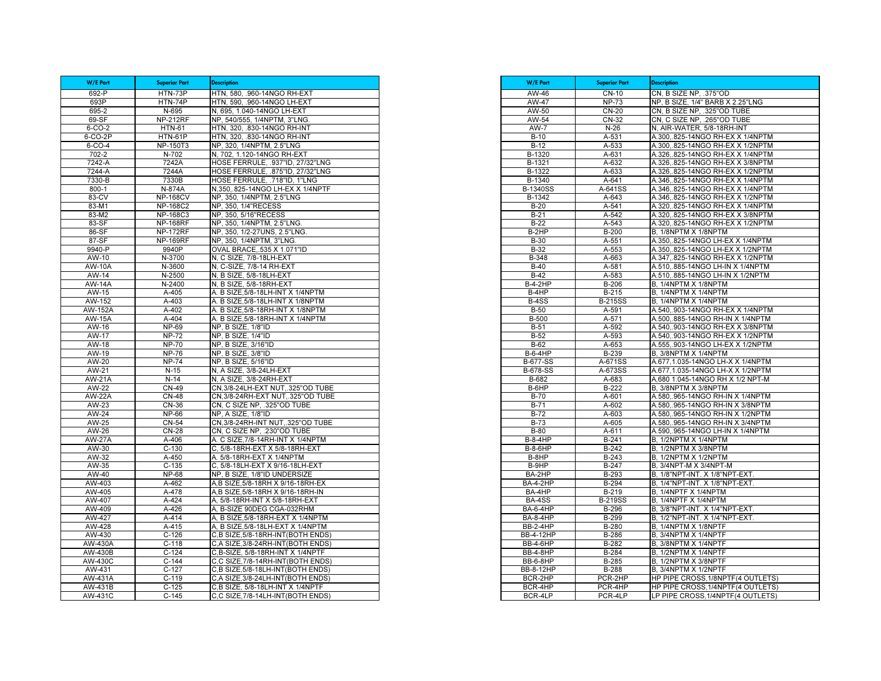| W/E Part | Superior Part | Description |
|---|---|---|
| 692-P | HTN-73P | HTN, 580, .960-14NGO RH-EXT |
| 693P | HTN-74P | HTN, 590, .960-14NGO LH-EXT |
| 695-2 | N-695 | N, 695, 1.040-14NGO LH-EXT |
| 69-SF | NP-212RF | NP, 540/555, 1/4NPTM, 3"LNG. |
| 6-CO-2 | HTN-61 | HTN, 320, .830-14NGO RH-INT |
| 6-CO-2P | HTN-61P | HTN, 320, .830-14NGO RH-INT |
| 6-CO-4 | NP-150T3 | NP, 320, 1/4NPTM, 2.5"LNG |
| 702-2 | N-702 | N, 702, 1.120-14NGO RH-EXT |
| 7242-A | 7242A | HOSE FERRULE, .937"ID, 27/32"LNG |
| 7244-A | 7244A | HOSE FERRULE, .875"ID, 27/32"LNG |
| 7330-B | 7330B | HOSE FERRULE, .718"ID, 1"LNG |
| 800-1 | N-874A | N,350,.825-14NGO LH-EX X 1/4NPTF |
| 83-CV | NP-168CV | NP, 350, 1/4NPTM, 2.5"LNG |
| 83-M1 | NP-168C2 | NP, 350, 1/4"RECESS |
| 83-M2 | NP-168C3 | NP, 350, 5/16"RECESS |
| 83-SF | NP-168RF | NP, 350, 1/4NPTM, 2.5"LNG. |
| 86-SF | NP-172RF | NP, 350, 1/2-27UNS, 2.5"LNG. |
| 87-SF | NP-169RF | NP, 350, 1/4NPTM, 3"LNG. |
| 9940-P | 9940P | OVAL BRACE,.535 X 1.071"ID |
| AW-10 | N-3700 | N, C SIZE, 7/8-18LH-EXT |
| AW-10A | N-3600 | N, C-SIZE, 7/8-14 RH-EXT |
| AW-14 | N-2500 | N, B SIZE, 5/8-18LH-EXT |
| AW-14A | N-2400 | N, B SIZE, 5/8-18RH-EXT |
| AW-15 | A-405 | A. B SIZE,5/8-18LH-INT X 1/4NPTM |
| AW-152 | A-403 | A. B SIZE,5/8-18LH-INT X 1/8NPTM |
| AW-152A | A-402 | A. B SIZE,5/8-18RH-INT X 1/8NPTM |
| AW-15A | A-404 | A. B SIZE,5/8-18RH-INT X 1/4NPTM |
| AW-16 | NP-69 | NP, B SIZE, 1/8"ID |
| AW-17 | NP-72 | NP, B SIZE, 1/4"ID |
| AW-18 | NP-70 | NP, B SIZE, 3/16"ID |
| AW-19 | NP-76 | NP, B SIZE, 3/8"ID |
| AW-20 | NP-74 | NP, B SIZE, 5/16"ID |
| AW-21 | N-15 | N, A SIZE, 3/8-24LH-EXT |
| AW-21A | N-14 | N, A SIZE, 3/8-24RH-EXT |
| AW-22 | CN-49 | CN,3/8-24LH-EXT NUT,.325"OD TUBE |
| AW-22A | CN-48 | CN,3/8-24RH-EXT NUT,.325"OD TUBE |
| AW-23 | CN-36 | CN, C SIZE NP, .325"OD TUBE |
| AW-24 | NP-66 | NP, A SIZE, 1/8"ID |
| AW-25 | CN-54 | CN,3/8-24RH-INT NUT,.325"OD TUBE |
| AW-26 | CN-28 | CN, C SIZE NP, .230"OD TUBE |
| AW-27A | A-406 | A. C SIZE,7/8-14RH-INT X 1/4NPTM |
| AW-30 | C-130 | C, 5/8-18RH-EXT X 5/8-18RH-EXT |
| AW-32 | A-450 | A. 5/8-18RH-EXT X 1/4NPTM |
| AW-35 | C-135 | C, 5/8-18LH-EXT X 9/16-18LH-EXT |
| AW-40 | NP-68 | NP, B SIZE, 1/8"ID UNDERSIZE |
| AW-403 | A-462 | A,B SIZE,5/8-18RH X 9/16-18RH-EX |
| AW-405 | A-478 | A,B SIZE,5/8-18RH X 9/16-18RH-IN |
| AW-407 | A-424 | A, 5/8-18RH-INT X 5/8-18RH-EXT |
| AW-409 | A-426 | A, B-SIZE 90DEG CGA-032RHM |
| AW-427 | A-414 | A, B SIZE,5/8-18RH-EXT X 1/4NPTM |
| AW-428 | A-415 | A, B SIZE,5/8-18LH-EXT X 1/4NPTM |
| AW-430 | C-126 | C,B SIZE,5/8-18RH-INT(BOTH ENDS) |
| AW-430A | C-118 | C,A SIZE,3/8-24RH-INT(BOTH ENDS) |
| AW-430B | C-124 | C,B-SIZE, 5/8-18RH-INT X 1/4NPTF |
| AW-430C | C-144 | C,C SIZE,7/8-14RH-INT(BOTH ENDS) |
| AW-431 | C-127 | C,B SIZE,5/8-18LH-INT(BOTH ENDS) |
| AW-431A | C-119 | C,A SIZE,3/8-24LH-INT(BOTH ENDS) |
| AW-431B | C-125 | C,B SIZE, 5/8-18LH-INT X 1/4NPTF |
| AW-431C | C-145 | C,C SIZE,7/8-14LH-INT(BOTH ENDS) |

| W/E Part | Superior Part | Description |
|---|---|---|
| AW-46 | CN-10 | CN, B SIZE NP, .375"OD |
| AW-47 | NP-73 | NP, B SIZE, 1/4" BARB X 2.25"LNG |
| AW-50 | CN-20 | CN, B SIZE NP, .325"OD TUBE |
| AW-54 | CN-32 | CN, C SIZE NP, .265"OD TUBE |
| AW-7 | N-26 | N, AIR-WATER, 5/8-18RH-INT |
| B-10 | A-531 | A.300,.825-14NGO RH-EX X 1/4NPTM |
| B-12 | A-533 | A.300,.825-14NGO RH-EX X 1/2NPTM |
| B-1320 | A-631 | A.326,.825-14NGO RH-EX X 1/4NPTM |
| B-1321 | A-632 | A.326,.825-14NGO RH-EX X 3/8NPTM |
| B-1322 | A-633 | A.326,.825-14NGO RH-EX X 1/2NPTM |
| B-1340 | A-641 | A.346,.825-14NGO RH-EX X 1/4NPTM |
| B-1340SS | A-641SS | A.346,.825-14NGO RH-EX X 1/4NPTM |
| B-1342 | A-643 | A.346,.825-14NGO RH-EX X 1/2NPTM |
| B-20 | A-541 | A.320,.825-14NGO RH-EX X 1/4NPTM |
| B-21 | A-542 | A.320,.825-14NGO RH-EX X 3/8NPTM |
| B-22 | A-543 | A.320,.825-14NGO RH-EX X 1/2NPTM |
| B-2HP | B-200 | B, 1/8NPTM X 1/8NPTM |
| B-30 | A-551 | A.350,.825-14NGO LH-EX X 1/4NPTM |
| B-32 | A-553 | A.350,.825-14NGO LH-EX X 1/2NPTM |
| B-348 | A-663 | A.347,.825-14NGO RH-EX X 1/2NPTM |
| B-40 | A-581 | A.510,.885-14NGO LH-IN X 1/4NPTM |
| B-42 | A-583 | A.510,.885-14NGO LH-IN X 1/2NPTM |
| B-4-2HP | B-206 | B, 1/4NPTM X 1/8NPTM |
| B-4HP | B-215 | B, 1/4NPTM X 1/4NPTM |
| B-4SS | B-215SS | B, 1/4NPTM X 1/4NPTM |
| B-50 | A-591 | A.540,.903-14NGO RH-EX X 1/4NPTM |
| B-500 | A-571 | A.500,.885-14NGO RH-IN X 1/4NPTM |
| B-51 | A-592 | A.540,.903-14NGO RH-EX X 3/8NPTM |
| B-52 | A-593 | A.540,.903-14NGO RH-EX X 1/2NPTM |
| B-62 | A-653 | A.555,.903-14NGO LH-EX X 1/2NPTM |
| B-6-4HP | B-239 | B, 3/8NPTM X 1/4NPTM |
| B-677-SS | A-671SS | A.677,1.035-14NGO LH-X X 1/4NPTM |
| B-678-SS | A-673SS | A.677,1.035-14NGO LH-X X 1/2NPTM |
| B-682 | A-683 | A,680 1.045-14NGO RH X 1/2 NPT-M |
| B-6HP | B-222 | B, 3/8NPTM X 3/8NPTM |
| B-70 | A-601 | A.580,.965-14NGO RH-IN X 1/4NPTM |
| B-71 | A-602 | A.580,.965-14NGO RH-IN X 3/8NPTM |
| B-72 | A-603 | A.580,.965-14NGO RH-IN X 1/2NPTM |
| B-73 | A-605 | A.580,.965-14NGO RH-IN X 3/4NPTM |
| B-80 | A-611 | A.590,.965-14NGO LH-IN X 1/4NPTM |
| B-8-4HP | B-241 | B, 1/2NPTM X 1/4NPTM |
| B-8-6HP | B-242 | B, 1/2NPTM X 3/8NPTM |
| B-8HP | B-243 | B, 1/2NPTM X 1/2NPTM |
| B-9HP | B-247 | B, 3/4NPT-M X 3/4NPT-M |
| BA-2HP | B-293 | B, 1/8"NPT-INT. X 1/8"NPT-EXT. |
| BA-4-2HP | B-294 | B, 1/4"NPT-INT. X 1/8"NPT-EXT. |
| BA-4HP | B-219 | B, 1/4NPTF X 1/4NPTM |
| BA-4SS | B-219SS | B, 1/4NPTF X 1/4NPTM |
| BA-6-4HP | B-296 | B, 3/8"NPT-INT. X 1/4"NPT-EXT. |
| BA-8-4HP | B-299 | B, 1/2"NPT-INT. X 1/4"NPT-EXT. |
| BB-2-4HP | B-280 | B, 1/4NPTM X 1/8NPTF |
| BB-4-12HP | B-286 | B, 3/4NPTM X 1/4NPTF |
| BB-4-6HP | B-282 | B, 3/8NPTM X 1/4NPTF |
| BB-4-8HP | B-284 | B, 1/2NPTM X 1/4NPTF |
| BB-6-8HP | B-285 | B, 1/2NPTM X 3/8NPTF |
| BB-8-12HP | B-288 | B, 3/4NPTM X 1/2NPTF |
| BCR-2HP | PCR-2HP | HP PIPE CROSS,1/8NPTF(4 OUTLETS) |
| BCR-4HP | PCR-4HP | HP PIPE CROSS,1/4NPTF(4 OUTLETS) |
| BCR-4LP | PCR-4LP | LP PIPE CROSS,1/4NPTF(4 OUTLETS) |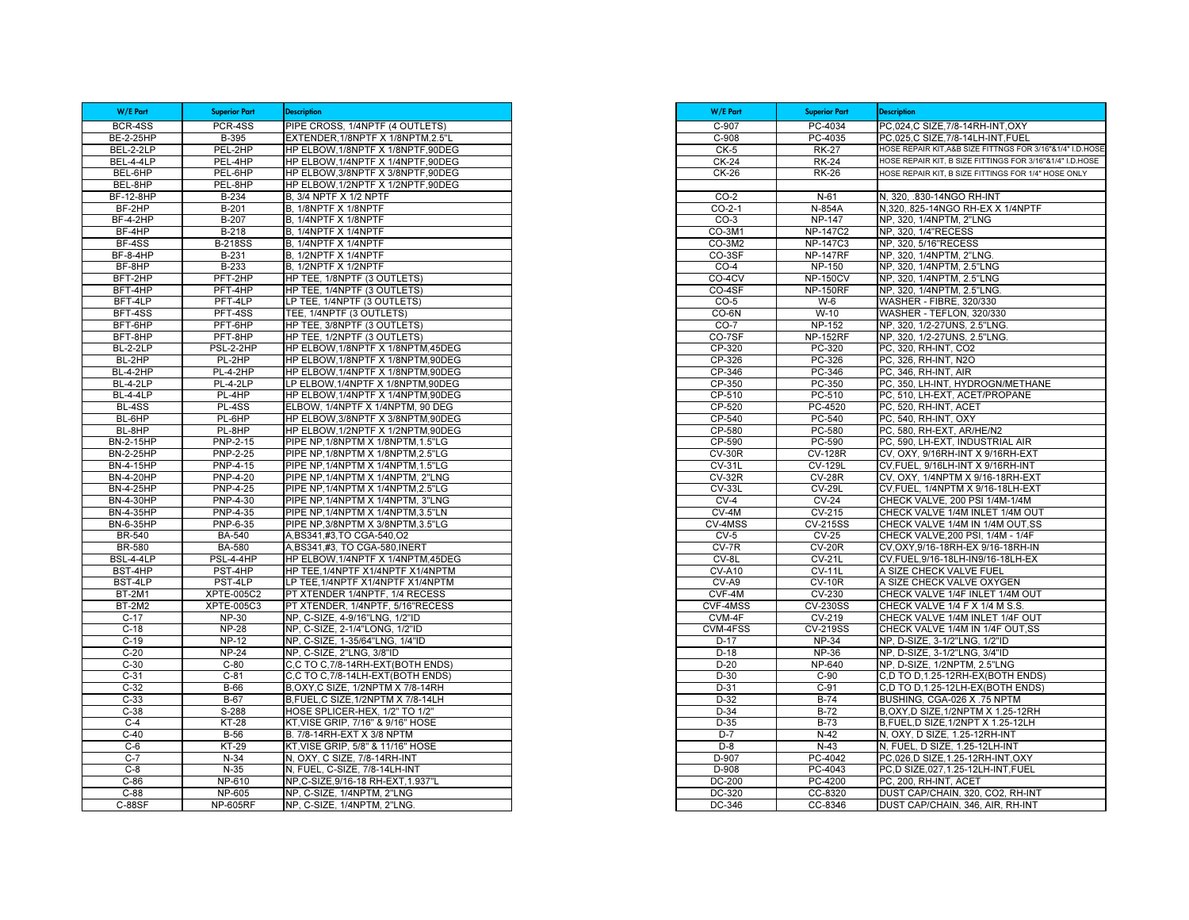| W/E Part | Superior Part | Description |
|---|---|---|
| BCR-4SS | PCR-4SS | PIPE CROSS, 1/4NPTF (4 OUTLETS) |
| BE-2-25HP | B-395 | EXTENDER,1/8NPTF X 1/8NPTM,2.5"L |
| BEL-2-2LP | PEL-2HP | HP ELBOW,1/8NPTF X 1/8NPTF,90DEG |
| BEL-4-4LP | PEL-4HP | HP ELBOW,1/4NPTF X 1/4NPTF,90DEG |
| BEL-6HP | PEL-6HP | HP ELBOW,3/8NPTF X 3/8NPTF,90DEG |
| BEL-8HP | PEL-8HP | HP ELBOW,1/2NPTF X 1/2NPTF,90DEG |
| BF-12-8HP | B-234 | B, 3/4 NPTF X 1/2 NPTF |
| BF-2HP | B-201 | B, 1/8NPTF X 1/8NPTF |
| BF-4-2HP | B-207 | B, 1/4NPTF X 1/8NPTF |
| BF-4HP | B-218 | B, 1/4NPTF X 1/4NPTF |
| BF-4SS | B-218SS | B, 1/4NPTF X 1/4NPTF |
| BF-8-4HP | B-231 | B, 1/2NPTF X 1/4NPTF |
| BF-8HP | B-233 | B, 1/2NPTF X 1/2NPTF |
| BFT-2HP | PFT-2HP | HP TEE, 1/8NPTF (3 OUTLETS) |
| BFT-4HP | PFT-4HP | HP TEE, 1/4NPTF (3 OUTLETS) |
| BFT-4LP | PFT-4LP | LP TEE, 1/4NPTF (3 OUTLETS) |
| BFT-4SS | PFT-4SS | TEE, 1/4NPTF (3 OUTLETS) |
| BFT-6HP | PFT-6HP | HP TEE, 3/8NPTF (3 OUTLETS) |
| BFT-8HP | PFT-8HP | HP TEE, 1/2NPTF (3 OUTLETS) |
| BL-2-2LP | PSL-2-2HP | HP ELBOW,1/8NPTF X 1/8NPTM,45DEG |
| BL-2HP | PL-2HP | HP ELBOW,1/8NPTF X 1/8NPTM,90DEG |
| BL-4-2HP | PL-4-2HP | HP ELBOW,1/4NPTF X 1/8NPTM,90DEG |
| BL-4-2LP | PL-4-2LP | LP ELBOW,1/4NPTF X 1/8NPTM,90DEG |
| BL-4-4LP | PL-4HP | HP ELBOW,1/4NPTF X 1/4NPTM,90DEG |
| BL-4SS | PL-4SS | ELBOW, 1/4NPTF X 1/4NPTM, 90 DEG |
| BL-6HP | PL-6HP | HP ELBOW,3/8NPTF X 3/8NPTM,90DEG |
| BL-8HP | PL-8HP | HP ELBOW,1/2NPTF X 1/2NPTM,90DEG |
| BN-2-15HP | PNP-2-15 | PIPE NP,1/8NPTM X 1/8NPTM,1.5"LG |
| BN-2-25HP | PNP-2-25 | PIPE NP,1/8NPTM X 1/8NPTM,2.5"LG |
| BN-4-15HP | PNP-4-15 | PIPE NP,1/4NPTM X 1/4NPTM,1.5"LG |
| BN-4-20HP | PNP-4-20 | PIPE NP,1/4NPTM X 1/4NPTM, 2"LNG |
| BN-4-25HP | PNP-4-25 | PIPE NP,1/4NPTM X 1/4NPTM,2.5"LG |
| BN-4-30HP | PNP-4-30 | PIPE NP,1/4NPTM X 1/4NPTM, 3"LNG |
| BN-4-35HP | PNP-4-35 | PIPE NP,1/4NPTM X 1/4NPTM,3.5"LN |
| BN-6-35HP | PNP-6-35 | PIPE NP,3/8NPTM X 3/8NPTM,3.5"LG |
| BR-540 | BA-540 | A,BS341,#3,TO CGA-540,O2 |
| BR-580 | BA-580 | A,BS341,#3, TO CGA-580,INERT |
| BSL-4-4LP | PSL-4-4HP | HP ELBOW,1/4NPTF X 1/4NPTM,45DEG |
| BST-4HP | PST-4HP | HP TEE,1/4NPTF X1/4NPTF X1/4NPTM |
| BST-4LP | PST-4LP | LP TEE,1/4NPTF X1/4NPTF X1/4NPTM |
| BT-2M1 | XPTE-005C2 | PT XTENDER 1/4NPTF, 1/4 RECESS |
| BT-2M2 | XPTE-005C3 | PT XTENDER, 1/4NPTF, 5/16"RECESS |
| C-17 | NP-30 | NP, C-SIZE, 4-9/16"LNG, 1/2"ID |
| C-18 | NP-28 | NP, C-SIZE, 2-1/4"LONG, 1/2"ID |
| C-19 | NP-12 | NP, C-SIZE, 1-35/64"LNG, 1/4"ID |
| C-20 | NP-24 | NP, C-SIZE, 2"LNG, 3/8"ID |
| C-30 | C-80 | C,C TO C,7/8-14RH-EXT(BOTH ENDS) |
| C-31 | C-81 | C,C TO C,7/8-14LH-EXT(BOTH ENDS) |
| C-32 | B-66 | B,OXY,C SIZE, 1/2NPTM X 7/8-14RH |
| C-33 | B-67 | B,FUEL,C SIZE,1/2NPTM X 7/8-14LH |
| C-38 | S-288 | HOSE SPLICER-HEX, 1/2" TO 1/2" |
| C-4 | KT-28 | KT,VISE GRIP, 7/16" & 9/16" HOSE |
| C-40 | B-56 | B. 7/8-14RH-EXT X 3/8 NPTM |
| C-6 | KT-29 | KT,VISE GRIP, 5/8" & 11/16" HOSE |
| C-7 | N-34 | N, OXY, C SIZE, 7/8-14RH-INT |
| C-8 | N-35 | N, FUEL, C-SIZE, 7/8-14LH-INT |
| C-86 | NP-610 | NP,C-SIZE,9/16-18 RH-EXT,1.937"L |
| C-88 | NP-605 | NP, C-SIZE, 1/4NPTM, 2"LNG |
| C-88SF | NP-605RF | NP, C-SIZE, 1/4NPTM, 2"LNG. |

| W/E Part | Superior Part | Description |
|---|---|---|
| C-907 | PC-4034 | PC,024,C SIZE,7/8-14RH-INT,OXY |
| C-908 | PC-4035 | PC,025,C SIZE,7/8-14LH-INT,FUEL |
| CK-5 | RK-27 | HOSE REPAIR KIT,A&B SIZE FITTNGS FOR 3/16"&1/4" I.D.HOSE |
| CK-24 | RK-24 | HOSE REPAIR KIT, B SIZE FITTINGS FOR 3/16"&1/4" I.D.HOSE |
| CK-26 | RK-26 | HOSE REPAIR KIT, B SIZE FITTINGS FOR 1/4" HOSE ONLY |
| | | |
| CO-2 | N-61 | N, 320, .830-14NGO RH-INT |
| CO-2-1 | N-854A | N,320,.825-14NGO RH-EX X 1/4NPTF |
| CO-3 | NP-147 | NP, 320, 1/4NPTM, 2"LNG |
| CO-3M1 | NP-147C2 | NP, 320, 1/4"RECESS |
| CO-3M2 | NP-147C3 | NP, 320, 5/16"RECESS |
| CO-3SF | NP-147RF | NP, 320, 1/4NPTM, 2"LNG. |
| CO-4 | NP-150 | NP, 320, 1/4NPTM, 2.5"LNG |
| CO-4CV | NP-150CV | NP, 320, 1/4NPTM, 2.5"LNG |
| CO-4SF | NP-150RF | NP, 320, 1/4NPTM, 2.5"LNG. |
| CO-5 | W-6 | WASHER - FIBRE, 320/330 |
| CO-6N | W-10 | WASHER - TEFLON, 320/330 |
| CO-7 | NP-152 | NP, 320, 1/2-27UNS, 2.5"LNG. |
| CO-7SF | NP-152RF | NP, 320, 1/2-27UNS, 2.5"LNG. |
| CP-320 | PC-320 | PC, 320, RH-INT, CO2 |
| CP-326 | PC-326 | PC, 326, RH-INT, N2O |
| CP-346 | PC-346 | PC, 346, RH-INT, AIR |
| CP-350 | PC-350 | PC, 350, LH-INT, HYDROGN/METHANE |
| CP-510 | PC-510 | PC, 510, LH-EXT, ACET/PROPANE |
| CP-520 | PC-4520 | PC, 520, RH-INT, ACET |
| CP-540 | PC-540 | PC, 540, RH-INT, OXY |
| CP-580 | PC-580 | PC, 580, RH-EXT, AR/HE/N2 |
| CP-590 | PC-590 | PC, 590, LH-EXT, INDUSTRIAL AIR |
| CV-30R | CV-128R | CV, OXY, 9/16RH-INT X 9/16RH-EXT |
| CV-31L | CV-129L | CV,FUEL, 9/16LH-INT X 9/16RH-INT |
| CV-32R | CV-28R | CV, OXY, 1/4NPTM X 9/16-18RH-EXT |
| CV-33L | CV-29L | CV,FUEL, 1/4NPTM X 9/16-18LH-EXT |
| CV-4 | CV-24 | CHECK VALVE, 200 PSI 1/4M-1/4M |
| CV-4M | CV-215 | CHECK VALVE 1/4M INLET 1/4M OUT |
| CV-4MSS | CV-215SS | CHECK VALVE 1/4M IN 1/4M OUT,SS |
| CV-5 | CV-25 | CHECK VALVE,200 PSI, 1/4M - 1/4F |
| CV-7R | CV-20R | CV,OXY,9/16-18RH-EX 9/16-18RH-IN |
| CV-8L | CV-21L | CV,FUEL,9/16-18LH-IN9/16-18LH-EX |
| CV-A10 | CV-11L | A SIZE CHECK VALVE FUEL |
| CV-A9 | CV-10R | A SIZE CHECK VALVE OXYGEN |
| CVF-4M | CV-230 | CHECK VALVE 1/4F INLET 1/4M OUT |
| CVF-4MSS | CV-230SS | CHECK VALVE 1/4 F X 1/4 M S.S. |
| CVM-4F | CV-219 | CHECK VALVE 1/4M INLET 1/4F OUT |
| CVM-4FSS | CV-219SS | CHECK VALVE 1/4M IN 1/4F OUT,SS |
| D-17 | NP-34 | NP, D-SIZE, 3-1/2"LNG, 1/2"ID |
| D-18 | NP-36 | NP, D-SIZE, 3-1/2"LNG, 3/4"ID |
| D-20 | NP-640 | NP, D-SIZE, 1/2NPTM, 2.5"LNG |
| D-30 | C-90 | C,D TO D,1.25-12RH-EX(BOTH ENDS) |
| D-31 | C-91 | C,D TO D,1.25-12LH-EX(BOTH ENDS) |
| D-32 | B-74 | BUSHING, CGA-026 X .75 NPTM |
| D-34 | B-72 | B,OXY,D SIZE,1/2NPTM X 1.25-12RH |
| D-35 | B-73 | B,FUEL,D SIZE,1/2NPT X 1.25-12LH |
| D-7 | N-42 | N, OXY, D SIZE, 1.25-12RH-INT |
| D-8 | N-43 | N, FUEL, D SIZE, 1.25-12LH-INT |
| D-907 | PC-4042 | PC,026,D SIZE,1.25-12RH-INT,OXY |
| D-908 | PC-4043 | PC,D SIZE,027,1.25-12LH-INT,FUEL |
| DC-200 | PC-4200 | PC, 200, RH-INT, ACET |
| DC-320 | CC-8320 | DUST CAP/CHAIN, 320, CO2, RH-INT |
| DC-346 | CC-8346 | DUST CAP/CHAIN, 346, AIR, RH-INT |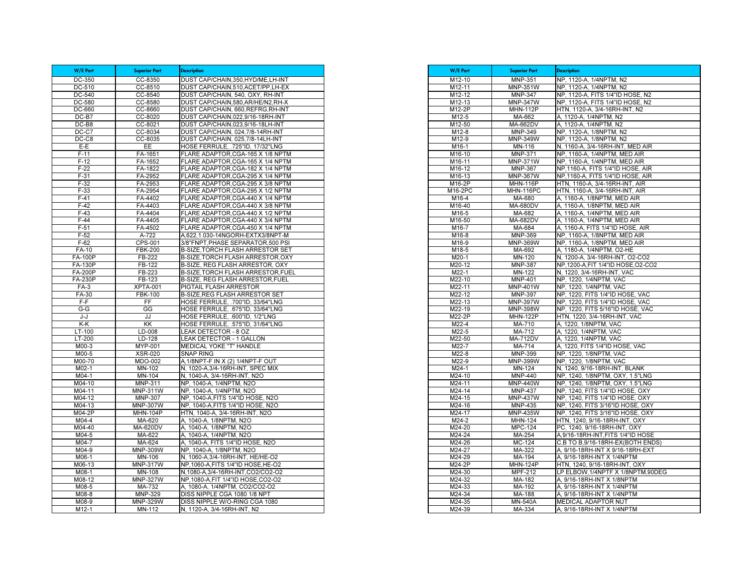| W/E Part | Superior Part | Description |
|---|---|---|
| DC-350 | CC-8350 | DUST CAP/CHAIN,350,HYD/ME,LH-INT |
| DC-510 | CC-8510 | DUST CAP/CHAIN,510,ACET/PP,LH-EX |
| DC-540 | CC-8540 | DUST CAP/CHAIN, 540, OXY, RH-INT |
| DC-580 | CC-8580 | DUST CAP/CHAIN,580,AR/HE/N2,RH-X |
| DC-660 | CC-8660 | DUST CAP/CHAIN, 660,REFRG,RH-INT |
| DC-B7 | CC-8020 | DUST CAP/CHAIN,022,9/16-18RH-INT |
| DC-B8 | CC-8021 | DUST CAP/CHAIN,023,9/16-18LH-INT |
| DC-C7 | CC-8034 | DUST CAP/CHAIN, 024,7/8-14RH-INT |
| DC-C8 | CC-8035 | DUST CAP/CHAIN, 025,7/8-14LH-INT |
| E-E | EE | HOSE FERRULE, .725"ID, 17/32"LNG |
| F-11 | FA-1651 | FLARE ADAPTOR,CGA-165 X 1/8 NPTM |
| F-12 | FA-1652 | FLARE ADAPTOR,CGA-165 X 1/4 NPTM |
| F-22 | FA-1822 | FLARE ADAPTOR,CGA-182 X 1/4 NPTM |
| F-31 | FA-2952 | FLARE ADAPTOR,CGA-295 X 1/4 NPTM |
| F-32 | FA-2953 | FLARE ADAPTOR,CGA-295 X 3/8 NPTM |
| F-33 | FA-2954 | FLARE ADAPTOR,CGA-295 X 1/2 NPTM |
| F-41 | FA-4402 | FLARE ADAPTOR,CGA-440 X 1/4 NPTM |
| F-42 | FA-4403 | FLARE ADAPTOR,CGA-440 X 3/8 NPTM |
| F-43 | FA-4404 | FLARE ADAPTOR,CGA-440 X 1/2 NPTM |
| F-44 | FA-4405 | FLARE ADAPTOR,CGA-440 X 3/4 NPTM |
| F-51 | FA-4502 | FLARE ADAPTOR,CGA-450 X 1/4 NPTM |
| F-52 | A-722 | A,622,1.030-14NGORH-EXTX3/8NPT-M |
| F-62 | CPS-001 | 3/8"FNPT,PHASE SEPARATOR,500 PSI |
| FA-10 | FBK-200 | B-SIZE,TORCH FLASH ARRESTOR SET |
| FA-100P | FB-222 | B-SIZE,TORCH FLASH ARRESTOR,OXY |
| FA-130P | FB-122 | B-SIZE, REG FLASH ARRESTOR, OXY |
| FA-200P | FB-223 | B-SIZE,TORCH FLASH ARRESTOR,FUEL |
| FA-230P | FB-123 | B-SIZE, REG FLASH ARRESTOR,FUEL |
| FA-3 | XPTA-001 | PIGTAIL FLASH ARRESTOR |
| FA-30 | FBK-100 | B-SIZE,REG FLASH ARRESTOR SET |
| F-F | FF | HOSE FERRULE, .700"ID, 33/64"LNG |
| G-G | GG | HOSE FERRULE, .675"ID, 33/64"LNG |
| J-J | JJ | HOSE FERRULE, .600"ID, 1/2"LNG |
| K-K | KK | HOSE FERRULE, .575"ID, 31/64"LNG |
| LT-100 | LD-008 | LEAK DETECTOR - 8 OZ |
| LT-200 | LD-128 | LEAK DETECTOR - 1 GALLON |
| M00-3 | MYP-001 | MEDICAL YOKE "T" HANDLE |
| M00-5 | XSR-020 | SNAP RING |
| M00-70 | MDO-002 | A,1/8NPT-F IN X (2) 1/4NPT-F OUT |
| M02-1 | MN-102 | N, 1020-A,3/4-16RH-INT, SPEC MIX |
| M04-1 | MN-104 | N, 1040-A, 3/4-16RH-INT, N2O |
| M04-10 | MNP-311 | NP, 1040-A, 1/4NPTM, N2O |
| M04-11 | MNP-311W | NP, 1040-A, 1/4NPTM, N2O |
| M04-12 | MNP-307 | NP, 1040-A,FITS 1/4"ID HOSE, N2O |
| M04-13 | MNP-307W | NP, 1040-A,FITS 1/4"ID HOSE, N2O |
| M04-2P | MHN-104P | HTN, 1040-A, 3/4-16RH-INT, N2O |
| M04-4 | MA-620 | A, 1040-A, 1/8NPTM, N2O |
| M04-40 | MA-620DV | A, 1040-A, 1/8NPTM, N2O |
| M04-5 | MA-622 | A, 1040-A, 1/4NPTM, N2O |
| M04-7 | MA-624 | A, 1040-A, FITS 1/4"ID HOSE, N2O |
| M04-9 | MNP-309W | NP, 1040-A, 1/8NPTM, N2O |
| M06-1 | MN-106 | N, 1060-A,3/4-16RH-INT, HE/HE-O2 |
| M06-13 | MNP-317W | NP,1060-A,FITS 1/4"ID HOSE,HE-O2 |
| M08-1 | MN-108 | N,1080-A,3/4-16RH-INT,CO2/CO2-O2 |
| M08-12 | MNP-327W | NP,1080-A,FIT 1/4"ID HOSE,CO2-O2 |
| M08-5 | MA-732 | A, 1080-A, 1/4NPTM, CO2/CO2-O2 |
| M08-8 | MNP-329 | DISS NIPPLE CGA 1080 1/8 NPT |
| M08-9 | MNP-329W | DISS NIPPLE W/O-RING CGA 1080 |
| M12-1 | MN-112 | N, 1120-A, 3/4-16RH-INT, N2 |
| M12-10 | MNP-351 | NP, 1120-A, 1/4NPTM, N2 |
| M12-11 | MNP-351W | NP, 1120-A, 1/4NPTM, N2 |
| M12-12 | MNP-347 | NP, 1120-A, FITS 1/4"ID HOSE, N2 |
| M12-13 | MNP-347W | NP, 1120-A, FITS 1/4"ID HOSE, N2 |
| M12-2P | MHN-112P | HTN, 1120-A, 3/4-16RH-INT, N2 |
| M12-5 | MA-662 | A, 1120-A, 1/4NPTM, N2 |
| M12-50 | MA-662DV | A, 1120-A, 1/4NPTM, N2 |
| M12-8 | MNP-349 | NP, 1120-A, 1/8NPTM, N2 |
| M12-9 | MNP-349W | NP, 1120-A, 1/8NPTM, N2 |
| M16-1 | MN-116 | N, 1160-A, 3/4-16RH-INT, MED AIR |
| M16-10 | MNP-371 | NP, 1160-A, 1/4NPTM, MED AIR |
| M16-11 | MNP-371W | NP, 1160-A, 1/4NPTM, MED AIR |
| M16-12 | MNP-367 | NP,1160-A, FITS 1/4"ID HOSE, AIR |
| M16-13 | MNP-367W | NP,1160-A, FITS 1/4"ID HOSE, AIR |
| M16-2P | MHN-116P | HTN, 1160-A, 3/4-16RH-INT, AIR |
| M16-2PC | MHN-116PC | HTN, 1160-A, 3/4-16RH-INT, AIR |
| M16-4 | MA-680 | A, 1160-A, 1/8NPTM, MED AIR |
| M16-40 | MA-680DV | A, 1160-A, 1/8NPTM, MED AIR |
| M16-5 | MA-682 | A, 1160-A, 1/4NPTM, MED AIR |
| M16-50 | MA-682DV | A, 1160-A, 1/4NPTM, MED AIR |
| M16-7 | MA-684 | A, 1160-A, FITS 1/4"ID HOSE, AIR |
| M16-8 | MNP-369 | NP, 1160-A, 1/8NPTM, MED AIR |
| M16-9 | MNP-369W | NP, 1160-A, 1/8NPTM, MED AIR |
| M18-5 | MA-692 | A, 1180-A, 1/4NPTM, O2-HE |
| M20-1 | MN-120 | N, 1200-A, 3/4-16RH-INT, O2-CO2 |
| M20-12 | MNP-387 | NP,1200-A,FIT 1/4"ID HOSE,O2-CO2 |
| M22-1 | MN-122 | N, 1220, 3/4-16RH-INT, VAC |
| M22-10 | MNP-401 | NP, 1220, 1/4NPTM, VAC |
| M22-11 | MNP-401W | NP, 1220, 1/4NPTM, VAC |
| M22-12 | MNP-397 | NP, 1220, FITS 1/4"ID HOSE, VAC |
| M22-13 | MNP-397W | NP, 1220, FITS 1/4"ID HOSE, VAC |
| M22-19 | MNP-398W | NP, 1220, FITS 5/16"ID HOSE, VAC |
| M22-2P | MHN-122P | HTN, 1220, 3/4-16RH-INT, VAC |
| M22-4 | MA-710 | A, 1220, 1/8NPTM, VAC |
| M22-5 | MA-712 | A, 1220, 1/4NPTM, VAC |
| M22-50 | MA-712DV | A, 1220, 1/4NPTM, VAC |
| M22-7 | MA-714 | A, 1220, FITS 1/4"ID HOSE, VAC |
| M22-8 | MNP-399 | NP, 1220, 1/8NPTM, VAC |
| M22-9 | MNP-399W | NP, 1220, 1/8NPTM, VAC |
| M24-1 | MN-124 | N, 1240, 9/16-18RH-INT, BLANK |
| M24-10 | MNP-440 | NP, 1240, 1/8NPTM, OXY, 1.5"LNG |
| M24-11 | MNP-440W | NP, 1240, 1/8NPTM, OXY, 1.5"LNG |
| M24-14 | MNP-437 | NP, 1240, FITS 1/4"ID HOSE, OXY |
| M24-15 | MNP-437W | NP, 1240, FITS 1/4"ID HOSE, OXY |
| M24-16 | MNP-435 | NP, 1240, FITS 3/16"ID HOSE, OXY |
| M24-17 | MNP-435W | NP, 1240, FITS 3/16"ID HOSE, OXY |
| M24-2 | MHN-124 | HTN, 1240, 9/16-18RH-INT, OXY |
| M24-20 | MPC-124 | PC, 1240, 9/16-18RH-INT, OXY |
| M24-24 | MA-254 | A,9/16-18RH-INT,FITS 1/4"ID HOSE |
| M24-26 | MC-124 | C,B TO B,9/16-18RH-EX(BOTH ENDS) |
| M24-27 | MA-322 | A, 9/16-18RH-INT X 9/16-18RH-EXT |
| M24-29 | MA-194 | A, 9/16-18RH-INT X 1/4NPTM |
| M24-2P | MHN-124P | HTN, 1240, 9/16-18RH-INT, OXY |
| M24-30 | MPF-212 | LP ELBOW,1/4NPTF X 1/8NPTM,90DEG |
| M24-32 | MA-182 | A, 9/16-18RH-INT X 1/8NPTM |
| M24-33 | MA-192 | A, 9/16-18RH-INT X 1/4NPTM |
| M24-34 | MA-188 | A, 9/16-18RH-INT X 1/4NPTM |
| M24-35 | MN-540A | MEDICAL ADAPTOR NUT |
| M24-39 | MA-334 | A, 9/16-18RH-INT X 1/4NPTM |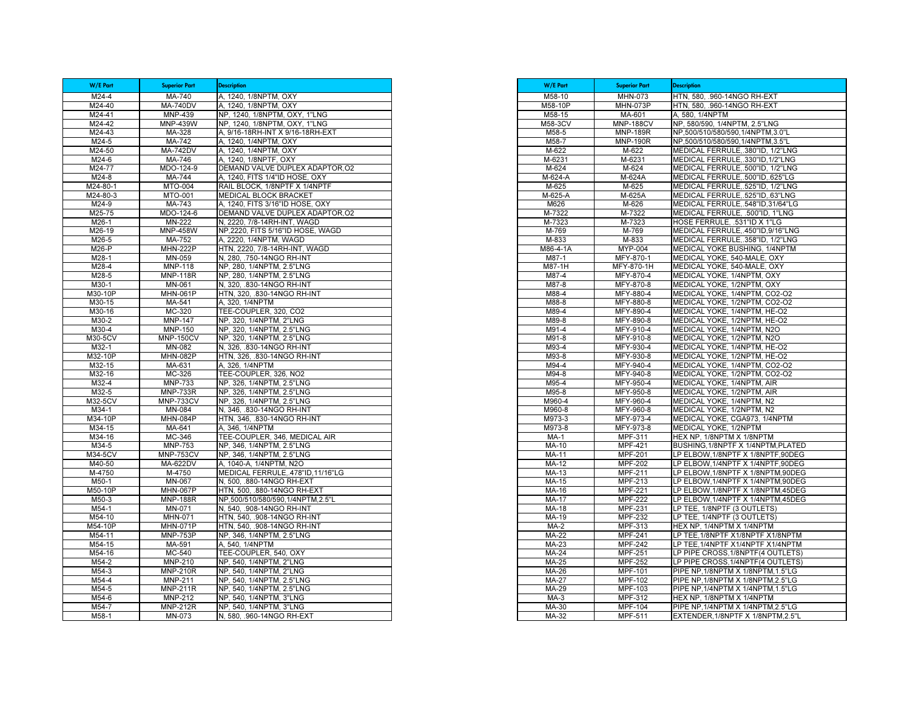| W/E Part | Superior Part | Description |
|---|---|---|
| M24-4 | MA-740 | A, 1240, 1/8NPTM, OXY |
| M24-40 | MA-740DV | A, 1240, 1/8NPTM, OXY |
| M24-41 | MNP-439 | NP, 1240, 1/8NPTM, OXY, 1"LNG |
| M24-42 | MNP-439W | NP, 1240, 1/8NPTM, OXY, 1"LNG |
| M24-43 | MA-328 | A, 9/16-18RH-INT X 9/16-18RH-EXT |
| M24-5 | MA-742 | A, 1240, 1/4NPTM, OXY |
| M24-50 | MA-742DV | A, 1240, 1/4NPTM, OXY |
| M24-6 | MA-746 | A, 1240, 1/8NPTF, OXY |
| M24-77 | MDO-124-9 | DEMAND VALVE DUPLEX ADAPTOR,O2 |
| M24-8 | MA-744 | A, 1240, FITS 1/4"ID HOSE, OXY |
| M24-80-1 | MTO-004 | RAIL BLOCK, 1/8NPTF X 1/4NPTF |
| M24-80-3 | MTO-001 | MEDICAL BLOCK BRACKET |
| M24-9 | MA-743 | A, 1240, FITS 3/16"ID HOSE, OXY |
| M25-75 | MDO-124-6 | DEMAND VALVE DUPLEX ADAPTOR,O2 |
| M26-1 | MN-222 | N, 2220, 7/8-14RH-INT, WAGD |
| M26-19 | MNP-458W | NP,2220, FITS 5/16"ID HOSE, WAGD |
| M26-5 | MA-752 | A, 2220, 1/4NPTM, WAGD |
| M26-P | MHN-222P | HTN, 2220, 7/8-14RH-INT, WAGD |
| M28-1 | MN-059 | N, 280, .750-14NGO RH-INT |
| M28-4 | MNP-118 | NP, 280, 1/4NPTM, 2.5"LNG |
| M28-5 | MNP-118R | NP, 280, 1/4NPTM, 2.5"LNG |
| M30-1 | MN-061 | N, 320, .830-14NGO RH-INT |
| M30-10P | MHN-061P | HTN, 320, .830-14NGO RH-INT |
| M30-15 | MA-541 | A, 320, 1/4NPTM |
| M30-16 | MC-320 | TEE-COUPLER, 320, CO2 |
| M30-2 | MNP-147 | NP, 320, 1/4NPTM, 2"LNG |
| M30-4 | MNP-150 | NP, 320, 1/4NPTM, 2.5"LNG |
| M30-5CV | MNP-150CV | NP, 320, 1/4NPTM, 2.5"LNG |
| M32-1 | MN-082 | N, 326, .830-14NGO RH-INT |
| M32-10P | MHN-082P | HTN, 326, .830-14NGO RH-INT |
| M32-15 | MA-631 | A, 326, 1/4NPTM |
| M32-16 | MC-326 | TEE-COUPLER, 326, NO2 |
| M32-4 | MNP-733 | NP, 326, 1/4NPTM, 2.5"LNG |
| M32-5 | MNP-733R | NP, 326, 1/4NPTM, 2.5"LNG |
| M32-5CV | MNP-733CV | NP, 326, 1/4NPTM, 2.5"LNG |
| M34-1 | MN-084 | N, 346, .830-14NGO RH-INT |
| M34-10P | MHN-084P | HTN, 346, .830-14NGO RH-INT |
| M34-15 | MA-641 | A, 346, 1/4NPTM |
| M34-16 | MC-346 | TEE-COUPLER, 346, MEDICAL AIR |
| M34-5 | MNP-753 | NP, 346, 1/4NPTM, 2.5"LNG |
| M34-5CV | MNP-753CV | NP, 346, 1/4NPTM, 2.5"LNG |
| M40-50 | MA-622DV | A, 1040-A, 1/4NPTM, N2O |
| M-4750 | M-4750 | MEDICAL FERRULE,.478"ID,11/16"LG |
| M50-1 | MN-067 | N, 500, .880-14NGO RH-EXT |
| M50-10P | MHN-067P | HTN, 500, .880-14NGO RH-EXT |
| M50-3 | MNP-188R | NP,500/510/580/590,1/4NPTM,2.5"L |
| M54-1 | MN-071 | N, 540, .908-14NGO RH-INT |
| M54-10 | MHN-071 | HTN, 540, .908-14NGO RH-INT |
| M54-10P | MHN-071P | HTN, 540, .908-14NGO RH-INT |
| M54-11 | MNP-753P | NP, 346, 1/4NPTM, 2.5"LNG |
| M54-15 | MA-591 | A, 540, 1/4NPTM |
| M54-16 | MC-540 | TEE-COUPLER, 540, OXY |
| M54-2 | MNP-210 | NP, 540, 1/4NPTM, 2"LNG |
| M54-3 | MNP-210R | NP, 540, 1/4NPTM, 2"LNG |
| M54-4 | MNP-211 | NP, 540, 1/4NPTM, 2.5"LNG |
| M54-5 | MNP-211R | NP, 540, 1/4NPTM, 2.5"LNG |
| M54-6 | MNP-212 | NP, 540, 1/4NPTM, 3"LNG |
| M54-7 | MNP-212R | NP, 540, 1/4NPTM, 3"LNG |
| M58-1 | MN-073 | N, 580, .960-14NGO RH-EXT |
| M58-10 | MHN-073 | HTN, 580, .960-14NGO RH-EXT |
| M58-10P | MHN-073P | HTN, 580, .960-14NGO RH-EXT |
| M58-15 | MA-601 | A, 580, 1/4NPTM |
| M58-3CV | MNP-188CV | NP, 580/590, 1/4NPTM, 2.5"LNG |
| M58-5 | MNP-189R | NP,500/510/580/590,1/4NPTM,3.0"L |
| M58-7 | MNP-190R | NP,500/510/580/590,1/4NPTM,3.5"L |
| M-622 | M-622 | MEDICAL FERRULE,.380"ID, 1/2"LNG |
| M-6231 | M-6231 | MEDICAL FERRULE,.330"ID,1/2"LNG |
| M-624 | M-624 | MEDICAL FERRULE,.500"ID, 1/2"LNG |
| M-624-A | M-624A | MEDICAL FERRULE,.500"ID,.625"LG |
| M-625 | M-625 | MEDICAL FERRULE,.525"ID, 1/2"LNG |
| M-625-A | M-625A | MEDICAL FERRULE,.525"ID,.63"LNG |
| M626 | M-626 | MEDICAL FERRULE,.548"ID,31/64"LG |
| M-7322 | M-7322 | MEDICAL FERRULE, .500"ID, 1"LNG |
| M-7323 | M-7323 | HOSE FERRULE, .531"ID X 1"LG |
| M-769 | M-769 | MEDICAL FERRULE,.450"ID,9/16"LNG |
| M-833 | M-833 | MEDICAL FERRULE,.358"ID, 1/2"LNG |
| M86-4-1A | MYP-004 | MEDICAL YOKE BUSHING, 1/4NPTM |
| M87-1 | MFY-870-1 | MEDICAL YOKE, 540-MALE, OXY |
| M87-1H | MFY-870-1H | MEDICAL YOKE, 540-MALE, OXY |
| M87-4 | MFY-870-4 | MEDICAL YOKE, 1/4NPTM, OXY |
| M87-8 | MFY-870-8 | MEDICAL YOKE, 1/2NPTM, OXY |
| M88-4 | MFY-880-4 | MEDICAL YOKE, 1/4NPTM, CO2-O2 |
| M88-8 | MFY-880-8 | MEDICAL YOKE, 1/2NPTM, CO2-O2 |
| M89-4 | MFY-890-4 | MEDICAL YOKE, 1/4NPTM, HE-O2 |
| M89-8 | MFY-890-8 | MEDICAL YOKE, 1/2NPTM, HE-O2 |
| M91-4 | MFY-910-4 | MEDICAL YOKE, 1/4NPTM, N2O |
| M91-8 | MFY-910-8 | MEDICAL YOKE, 1/2NPTM, N2O |
| M93-4 | MFY-930-4 | MEDICAL YOKE, 1/4NPTM, HE-O2 |
| M93-8 | MFY-930-8 | MEDICAL YOKE, 1/2NPTM, HE-O2 |
| M94-4 | MFY-940-4 | MEDICAL YOKE, 1/4NPTM, CO2-O2 |
| M94-8 | MFY-940-8 | MEDICAL YOKE, 1/2NPTM, CO2-O2 |
| M95-4 | MFY-950-4 | MEDICAL YOKE, 1/4NPTM, AIR |
| M95-8 | MFY-950-8 | MEDICAL YOKE, 1/2NPTM, AIR |
| M960-4 | MFY-960-4 | MEDICAL YOKE, 1/4NPTM, N2 |
| M960-8 | MFY-960-8 | MEDICAL YOKE, 1/2NPTM, N2 |
| M973-3 | MFY-973-4 | MEDICAL YOKE, CGA973, 1/4NPTM |
| M973-8 | MFY-973-8 | MEDICAL YOKE, 1/2NPTM |
| MA-1 | MPF-311 | HEX NP, 1/8NPTM X 1/8NPTM |
| MA-10 | MPF-421 | BUSHING,1/8NPTF X 1/4NPTM,PLATED |
| MA-11 | MPF-201 | LP ELBOW,1/8NPTF X 1/8NPTF,90DEG |
| MA-12 | MPF-202 | LP ELBOW,1/4NPTF X 1/4NPTF,90DEG |
| MA-13 | MPF-211 | LP ELBOW,1/8NPTF X 1/8NPTM,90DEG |
| MA-15 | MPF-213 | LP ELBOW,1/4NPTF X 1/4NPTM,90DEG |
| MA-16 | MPF-221 | LP ELBOW,1/8NPTF X 1/8NPTM,45DEG |
| MA-17 | MPF-222 | LP ELBOW,1/4NPTF X 1/4NPTM,45DEG |
| MA-18 | MPF-231 | LP TEE, 1/8NPTF (3 OUTLETS) |
| MA-19 | MPF-232 | LP TEE, 1/4NPTF (3 OUTLETS) |
| MA-2 | MPF-313 | HEX NP, 1/4NPTM X 1/4NPTM |
| MA-22 | MPF-241 | LP TEE,1/8NPTF X1/8NPTF X1/8NPTM |
| MA-23 | MPF-242 | LP TEE,1/4NPTF X1/4NPTF X1/4NPTM |
| MA-24 | MPF-251 | LP PIPE CROSS,1/8NPTF(4 OUTLETS) |
| MA-25 | MPF-252 | LP PIPE CROSS,1/4NPTF(4 OUTLETS) |
| MA-26 | MPF-101 | PIPE NP,1/8NPTM X 1/8NPTM,1.5"LG |
| MA-27 | MPF-102 | PIPE NP,1/8NPTM X 1/8NPTM,2.5"LG |
| MA-29 | MPF-103 | PIPE NP,1/4NPTM X 1/4NPTM,1.5"LG |
| MA-3 | MPF-312 | HEX NP, 1/8NPTM X 1/4NPTM |
| MA-30 | MPF-104 | PIPE NP,1/4NPTM X 1/4NPTM,2.5"LG |
| MA-32 | MPF-511 | EXTENDER,1/8NPTF X 1/8NPTM,2.5"L |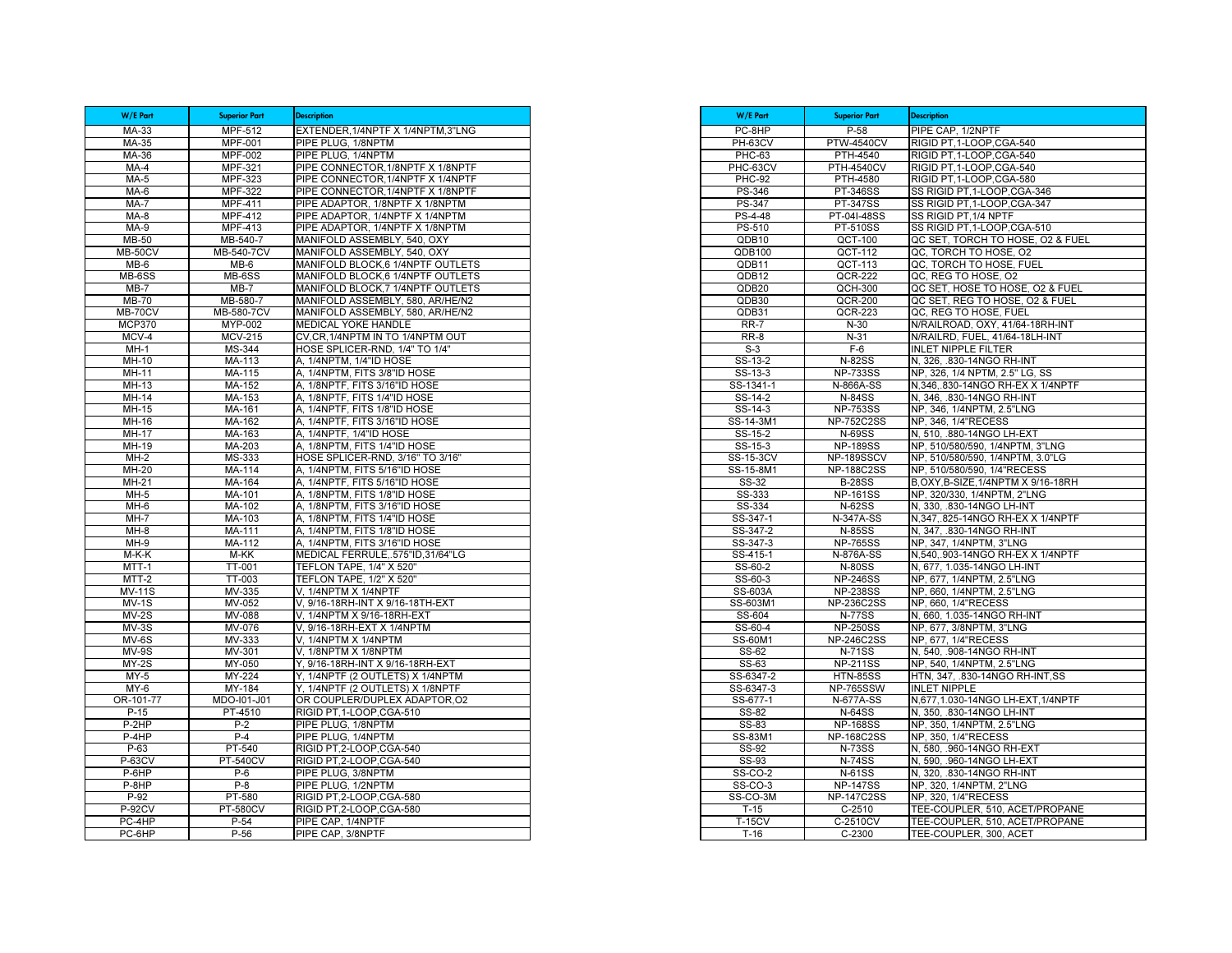| W/E Part | Superior Part | Description |
|---|---|---|
| MA-33 | MPF-512 | EXTENDER,1/4NPTF X 1/4NPTM,3"LNG |
| MA-35 | MPF-001 | PIPE PLUG, 1/8NPTM |
| MA-36 | MPF-002 | PIPE PLUG, 1/4NPTM |
| MA-4 | MPF-321 | PIPE CONNECTOR,1/8NPTF X 1/8NPTF |
| MA-5 | MPF-323 | PIPE CONNECTOR,1/4NPTF X 1/4NPTF |
| MA-6 | MPF-322 | PIPE CONNECTOR,1/4NPTF X 1/8NPTF |
| MA-7 | MPF-411 | PIPE ADAPTOR, 1/8NPTF X 1/8NPTM |
| MA-8 | MPF-412 | PIPE ADAPTOR, 1/4NPTF X 1/4NPTM |
| MA-9 | MPF-413 | PIPE ADAPTOR, 1/4NPTF X 1/8NPTM |
| MB-50 | MB-540-7 | MANIFOLD ASSEMBLY, 540, OXY |
| MB-50CV | MB-540-7CV | MANIFOLD ASSEMBLY, 540, OXY |
| MB-6 | MB-6 | MANIFOLD BLOCK,6 1/4NPTF OUTLETS |
| MB-6SS | MB-6SS | MANIFOLD BLOCK,6 1/4NPTF OUTLETS |
| MB-7 | MB-7 | MANIFOLD BLOCK,7 1/4NPTF OUTLETS |
| MB-70 | MB-580-7 | MANIFOLD ASSEMBLY, 580, AR/HE/N2 |
| MB-70CV | MB-580-7CV | MANIFOLD ASSEMBLY, 580, AR/HE/N2 |
| MCP370 | MYP-002 | MEDICAL YOKE HANDLE |
| MCV-4 | MCV-215 | CV,CR,1/4NPTM IN TO 1/4NPTM OUT |
| MH-1 | MS-344 | HOSE SPLICER-RND, 1/4" TO 1/4" |
| MH-10 | MA-113 | A, 1/4NPTM, 1/4"ID HOSE |
| MH-11 | MA-115 | A, 1/4NPTM, FITS 3/8"ID HOSE |
| MH-13 | MA-152 | A, 1/8NPTF, FITS 3/16"ID HOSE |
| MH-14 | MA-153 | A, 1/8NPTF, FITS 1/4"ID HOSE |
| MH-15 | MA-161 | A, 1/4NPTF, FITS 1/8"ID HOSE |
| MH-16 | MA-162 | A, 1/4NPTF, FITS 3/16"ID HOSE |
| MH-17 | MA-163 | A, 1/4NPTF, 1/4"ID HOSE |
| MH-19 | MA-203 | A, 1/8NPTM, FITS 1/4"ID HOSE |
| MH-2 | MS-333 | HOSE SPLICER-RND, 3/16" TO 3/16" |
| MH-20 | MA-114 | A, 1/4NPTM, FITS 5/16"ID HOSE |
| MH-21 | MA-164 | A, 1/4NPTF, FITS 5/16"ID HOSE |
| MH-5 | MA-101 | A, 1/8NPTM, FITS 1/8"ID HOSE |
| MH-6 | MA-102 | A, 1/8NPTM, FITS 3/16"ID HOSE |
| MH-7 | MA-103 | A, 1/8NPTM, FITS 1/4"ID HOSE |
| MH-8 | MA-111 | A, 1/4NPTM, FITS 1/8"ID HOSE |
| MH-9 | MA-112 | A, 1/4NPTM, FITS 3/16"ID HOSE |
| M-K-K | M-KK | MEDICAL FERRULE,.575"ID,31/64"LG |
| MTT-1 | TT-001 | TEFLON TAPE, 1/4" X 520" |
| MTT-2 | TT-003 | TEFLON TAPE, 1/2" X 520" |
| MV-11S | MV-335 | V, 1/4NPTM X 1/4NPTF |
| MV-1S | MV-052 | V, 9/16-18RH-INT X 9/16-18TH-EXT |
| MV-2S | MV-088 | V, 1/4NPTM X 9/16-18RH-EXT |
| MV-3S | MV-076 | V, 9/16-18RH-EXT X 1/4NPTM |
| MV-6S | MV-333 | V, 1/4NPTM X 1/4NPTM |
| MV-9S | MV-301 | V, 1/8NPTM X 1/8NPTM |
| MY-2S | MY-050 | Y, 9/16-18RH-INT X 9/16-18RH-EXT |
| MY-5 | MY-224 | Y, 1/4NPTF (2 OUTLETS) X 1/4NPTM |
| MY-6 | MY-184 | Y, 1/4NPTF (2 OUTLETS) X 1/8NPTF |
| OR-101-77 | MDO-I01-J01 | OR COUPLER/DUPLEX ADAPTOR,O2 |
| P-15 | PT-4510 | RIGID PT,1-LOOP,CGA-510 |
| P-2HP | P-2 | PIPE PLUG, 1/8NPTM |
| P-4HP | P-4 | PIPE PLUG, 1/4NPTM |
| P-63 | PT-540 | RIGID PT,2-LOOP,CGA-540 |
| P-63CV | PT-540CV | RIGID PT,2-LOOP,CGA-540 |
| P-6HP | P-6 | PIPE PLUG, 3/8NPTM |
| P-8HP | P-8 | PIPE PLUG, 1/2NPTM |
| P-92 | PT-580 | RIGID PT,2-LOOP,CGA-580 |
| P-92CV | PT-580CV | RIGID PT,2-LOOP,CGA-580 |
| PC-4HP | P-54 | PIPE CAP, 1/4NPTF |
| PC-6HP | P-56 | PIPE CAP, 3/8NPTF |
| PC-8HP | P-58 | PIPE CAP, 1/2NPTF |
| PH-63CV | PTW-4540CV | RIGID PT,1-LOOP,CGA-540 |
| PHC-63 | PTH-4540 | RIGID PT,1-LOOP,CGA-540 |
| PHC-63CV | PTH-4540CV | RIGID PT,1-LOOP,CGA-540 |
| PHC-92 | PTH-4580 | RIGID PT,1-LOOP,CGA-580 |
| PS-346 | PT-346SS | SS RIGID PT,1-LOOP,CGA-346 |
| PS-347 | PT-347SS | SS RIGID PT,1-LOOP,CGA-347 |
| PS-4-48 | PT-04I-48SS | SS RIGID PT,1/4 NPTF |
| PS-510 | PT-510SS | SS RIGID PT,1-LOOP,CGA-510 |
| QDB10 | QCT-100 | QC SET, TORCH TO HOSE, O2 & FUEL |
| QDB100 | QCT-112 | QC, TORCH TO HOSE, O2 |
| QDB11 | QCT-113 | QC, TORCH TO HOSE, FUEL |
| QDB12 | QCR-222 | QC, REG TO HOSE, O2 |
| QDB20 | QCH-300 | QC SET, HOSE TO HOSE, O2 & FUEL |
| QDB30 | QCR-200 | QC SET, REG TO HOSE, O2 & FUEL |
| QDB31 | QCR-223 | QC, REG TO HOSE, FUEL |
| RR-7 | N-30 | N/RAILROAD, OXY, 41/64-18RH-INT |
| RR-8 | N-31 | N/RAILRD, FUEL, 41/64-18LH-INT |
| S-3 | F-6 | INLET NIPPLE FILTER |
| SS-13-2 | N-82SS | N, 326, .830-14NGO RH-INT |
| SS-13-3 | NP-733SS | NP, 326, 1/4 NPTM, 2.5" LG, SS |
| SS-1341-1 | N-866A-SS | N,346,.830-14NGO RH-EX X 1/4NPTF |
| SS-14-2 | N-84SS | N, 346, .830-14NGO RH-INT |
| SS-14-3 | NP-753SS | NP, 346, 1/4NPTM, 2.5"LNG |
| SS-14-3M1 | NP-752C2SS | NP, 346, 1/4"RECESS |
| SS-15-2 | N-69SS | N, 510, .880-14NGO LH-EXT |
| SS-15-3 | NP-189SS | NP, 510/580/590, 1/4NPTM, 3"LNG |
| SS-15-3CV | NP-189SSCV | NP, 510/580/590, 1/4NPTM, 3.0"LG |
| SS-15-8M1 | NP-188C2SS | NP, 510/580/590, 1/4"RECESS |
| SS-32 | B-28SS | B,OXY,B-SIZE,1/4NPTM X 9/16-18RH |
| SS-333 | NP-161SS | NP, 320/330, 1/4NPTM, 2"LNG |
| SS-334 | N-62SS | N, 330, .830-14NGO LH-INT |
| SS-347-1 | N-347A-SS | N,347,.825-14NGO RH-EX X 1/4NPTF |
| SS-347-2 | N-85SS | N, 347, .830-14NGO RH-INT |
| SS-347-3 | NP-765SS | NP, 347, 1/4NPTM, 3"LNG |
| SS-415-1 | N-876A-SS | N,540,.903-14NGO RH-EX X 1/4NPTF |
| SS-60-2 | N-80SS | N, 677, 1.035-14NGO LH-INT |
| SS-60-3 | NP-246SS | NP, 677, 1/4NPTM, 2.5"LNG |
| SS-603A | NP-238SS | NP, 660, 1/4NPTM, 2.5"LNG |
| SS-603M1 | NP-236C2SS | NP, 660, 1/4"RECESS |
| SS-604 | N-77SS | N, 660, 1.035-14NGO RH-INT |
| SS-60-4 | NP-250SS | NP, 677, 3/8NPTM, 3"LNG |
| SS-60M1 | NP-246C2SS | NP, 677, 1/4"RECESS |
| SS-62 | N-71SS | N, 540, .908-14NGO RH-INT |
| SS-63 | NP-211SS | NP, 540, 1/4NPTM, 2.5"LNG |
| SS-6347-2 | HTN-85SS | HTN, 347, .830-14NGO RH-INT,SS |
| SS-6347-3 | NP-765SSW | INLET NIPPLE |
| SS-677-1 | N-677A-SS | N,677,1.030-14NGO LH-EXT,1/4NPTF |
| SS-82 | N-64SS | N, 350, .830-14NGO LH-INT |
| SS-83 | NP-168SS | NP, 350, 1/4NPTM, 2.5"LNG |
| SS-83M1 | NP-168C2SS | NP, 350, 1/4"RECESS |
| SS-92 | N-73SS | N, 580, .960-14NGO RH-EXT |
| SS-93 | N-74SS | N, 590, .960-14NGO LH-EXT |
| SS-CO-2 | N-61SS | N, 320, .830-14NGO RH-INT |
| SS-CO-3 | NP-147SS | NP, 320, 1/4NPTM, 2"LNG |
| SS-CO-3M | NP-147C2SS | NP, 320, 1/4"RECESS |
| T-15 | C-2510 | TEE-COUPLER, 510, ACET/PROPANE |
| T-15CV | C-2510CV | TEE-COUPLER, 510, ACET/PROPANE |
| T-16 | C-2300 | TEE-COUPLER, 300, ACET |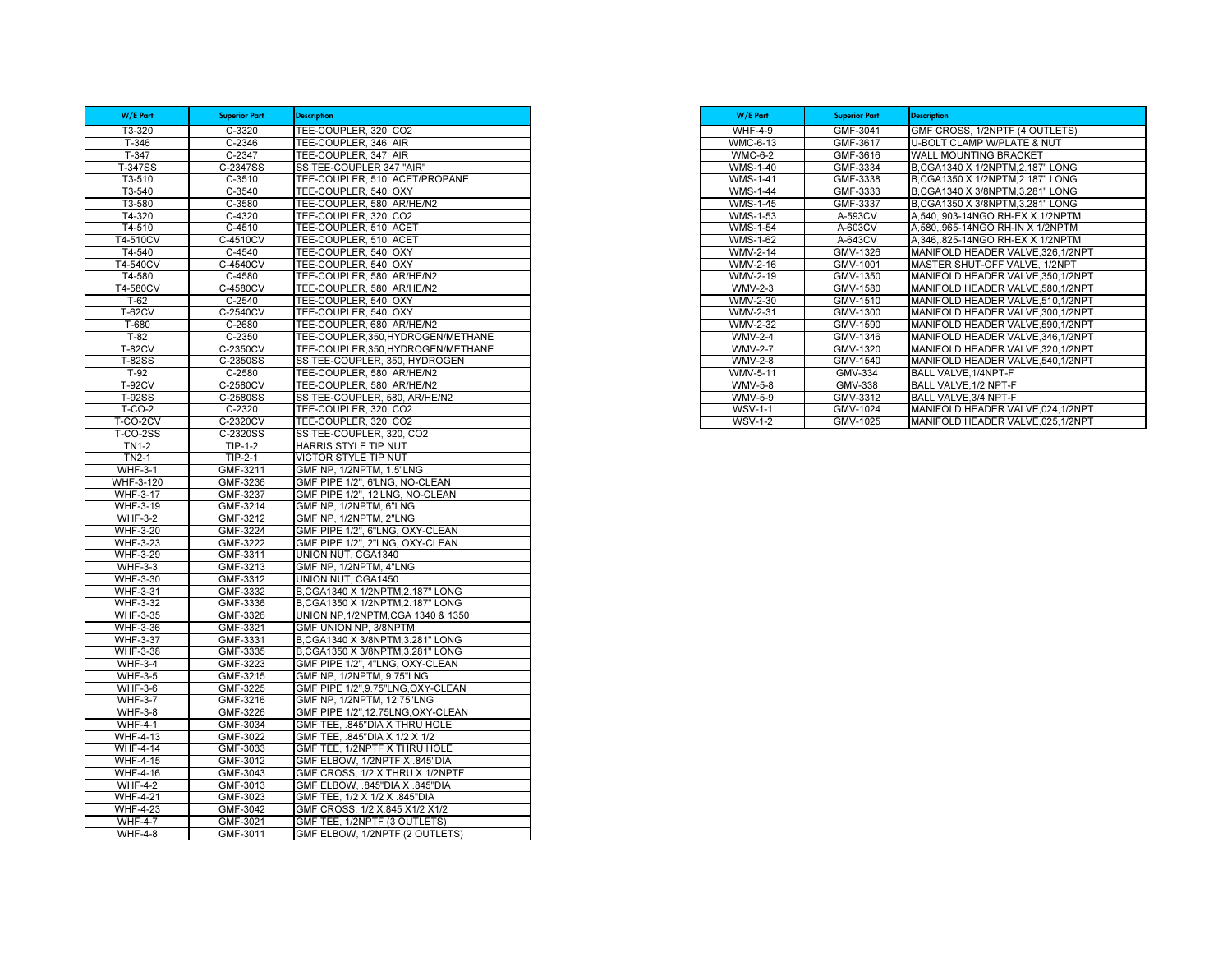| W/E Part | Superior Part | Description |
|---|---|---|
| T3-320 | C-3320 | TEE-COUPLER, 320, CO2 |
| T-346 | C-2346 | TEE-COUPLER, 346, AIR |
| T-347 | C-2347 | TEE-COUPLER, 347, AIR |
| T-347SS | C-2347SS | SS TEE-COUPLER 347 "AIR" |
| T3-510 | C-3510 | TEE-COUPLER, 510, ACET/PROPANE |
| T3-540 | C-3540 | TEE-COUPLER, 540, OXY |
| T3-580 | C-3580 | TEE-COUPLER, 580, AR/HE/N2 |
| T4-320 | C-4320 | TEE-COUPLER, 320, CO2 |
| T4-510 | C-4510 | TEE-COUPLER, 510, ACET |
| T4-510CV | C-4510CV | TEE-COUPLER, 510, ACET |
| T4-540 | C-4540 | TEE-COUPLER, 540, OXY |
| T4-540CV | C-4540CV | TEE-COUPLER, 540, OXY |
| T4-580 | C-4580 | TEE-COUPLER, 580, AR/HE/N2 |
| T4-580CV | C-4580CV | TEE-COUPLER, 580, AR/HE/N2 |
| T-62 | C-2540 | TEE-COUPLER, 540, OXY |
| T-62CV | C-2540CV | TEE-COUPLER, 540, OXY |
| T-680 | C-2680 | TEE-COUPLER, 680, AR/HE/N2 |
| T-82 | C-2350 | TEE-COUPLER,350,HYDROGEN/METHANE |
| T-82CV | C-2350CV | TEE-COUPLER,350,HYDROGEN/METHANE |
| T-82SS | C-2350SS | SS TEE-COUPLER, 350, HYDROGEN |
| T-92 | C-2580 | TEE-COUPLER, 580, AR/HE/N2 |
| T-92CV | C-2580CV | TEE-COUPLER, 580, AR/HE/N2 |
| T-92SS | C-2580SS | SS TEE-COUPLER, 580, AR/HE/N2 |
| T-CO-2 | C-2320 | TEE-COUPLER, 320, CO2 |
| T-CO-2CV | C-2320CV | TEE-COUPLER, 320, CO2 |
| T-CO-2SS | C-2320SS | SS TEE-COUPLER, 320, CO2 |
| TN1-2 | TIP-1-2 | HARRIS STYLE TIP NUT |
| TN2-1 | TIP-2-1 | VICTOR STYLE TIP NUT |
| WHF-3-1 | GMF-3211 | GMF NP, 1/2NPTM, 1.5"LNG |
| WHF-3-120 | GMF-3236 | GMF PIPE 1/2", 6'LNG, NO-CLEAN |
| WHF-3-17 | GMF-3237 | GMF PIPE 1/2", 12'LNG, NO-CLEAN |
| WHF-3-19 | GMF-3214 | GMF NP, 1/2NPTM, 6"LNG |
| WHF-3-2 | GMF-3212 | GMF NP, 1/2NPTM, 2"LNG |
| WHF-3-20 | GMF-3224 | GMF PIPE 1/2", 6"LNG, OXY-CLEAN |
| WHF-3-23 | GMF-3222 | GMF PIPE 1/2", 2"LNG, OXY-CLEAN |
| WHF-3-29 | GMF-3311 | UNION NUT, CGA1340 |
| WHF-3-3 | GMF-3213 | GMF NP, 1/2NPTM, 4"LNG |
| WHF-3-30 | GMF-3312 | UNION NUT, CGA1450 |
| WHF-3-31 | GMF-3332 | B,CGA1340 X 1/2NPTM,2.187" LONG |
| WHF-3-32 | GMF-3336 | B,CGA1350 X 1/2NPTM,2.187" LONG |
| WHF-3-35 | GMF-3326 | UNION NP,1/2NPTM,CGA 1340 & 1350 |
| WHF-3-36 | GMF-3321 | GMF UNION NP, 3/8NPTM |
| WHF-3-37 | GMF-3331 | B,CGA1340 X 3/8NPTM,3.281" LONG |
| WHF-3-38 | GMF-3335 | B,CGA1350 X 3/8NPTM,3.281" LONG |
| WHF-3-4 | GMF-3223 | GMF PIPE 1/2", 4"LNG, OXY-CLEAN |
| WHF-3-5 | GMF-3215 | GMF NP, 1/2NPTM, 9.75"LNG |
| WHF-3-6 | GMF-3225 | GMF PIPE 1/2",9.75"LNG,OXY-CLEAN |
| WHF-3-7 | GMF-3216 | GMF NP, 1/2NPTM, 12.75"LNG |
| WHF-3-8 | GMF-3226 | GMF PIPE 1/2",12.75LNG,OXY-CLEAN |
| WHF-4-1 | GMF-3034 | GMF TEE, .845"DIA X THRU HOLE |
| WHF-4-13 | GMF-3022 | GMF TEE, .845"DIA X 1/2 X 1/2 |
| WHF-4-14 | GMF-3033 | GMF TEE, 1/2NPTF X THRU HOLE |
| WHF-4-15 | GMF-3012 | GMF ELBOW, 1/2NPTF X .845"DIA |
| WHF-4-16 | GMF-3043 | GMF CROSS, 1/2 X THRU X 1/2NPTF |
| WHF-4-2 | GMF-3013 | GMF ELBOW, .845"DIA X .845"DIA |
| WHF-4-21 | GMF-3023 | GMF TEE, 1/2 X 1/2 X .845"DIA |
| WHF-4-23 | GMF-3042 | GMF CROSS, 1/2 X.845 X1/2 X1/2 |
| WHF-4-7 | GMF-3021 | GMF TEE, 1/2NPTF (3 OUTLETS) |
| WHF-4-8 | GMF-3011 | GMF ELBOW, 1/2NPTF (2 OUTLETS) |
| WHF-4-9 | GMF-3041 | GMF CROSS, 1/2NPTF (4 OUTLETS) |
| WMC-6-13 | GMF-3617 | U-BOLT CLAMP W/PLATE & NUT |
| WMC-6-2 | GMF-3616 | WALL MOUNTING BRACKET |
| WMS-1-40 | GMF-3334 | B,CGA1340 X 1/2NPTM,2.187" LONG |
| WMS-1-41 | GMF-3338 | B,CGA1350 X 1/2NPTM,2.187" LONG |
| WMS-1-44 | GMF-3333 | B,CGA1340 X 3/8NPTM,3.281" LONG |
| WMS-1-45 | GMF-3337 | B,CGA1350 X 3/8NPTM,3.281" LONG |
| WMS-1-53 | A-593CV | A,540,.903-14NGO RH-EX X 1/2NPTM |
| WMS-1-54 | A-603CV | A,580,.965-14NGO RH-IN X 1/2NPTM |
| WMS-1-62 | A-643CV | A,346,.825-14NGO RH-EX X 1/2NPTM |
| WMV-2-14 | GMV-1326 | MANIFOLD HEADER VALVE,326,1/2NPT |
| WMV-2-16 | GMV-1001 | MASTER SHUT-OFF VALVE, 1/2NPT |
| WMV-2-19 | GMV-1350 | MANIFOLD HEADER VALVE,350,1/2NPT |
| WMV-2-3 | GMV-1580 | MANIFOLD HEADER VALVE,580,1/2NPT |
| WMV-2-30 | GMV-1510 | MANIFOLD HEADER VALVE,510,1/2NPT |
| WMV-2-31 | GMV-1300 | MANIFOLD HEADER VALVE,300,1/2NPT |
| WMV-2-32 | GMV-1590 | MANIFOLD HEADER VALVE,590,1/2NPT |
| WMV-2-4 | GMV-1346 | MANIFOLD HEADER VALVE,346,1/2NPT |
| WMV-2-7 | GMV-1320 | MANIFOLD HEADER VALVE,320,1/2NPT |
| WMV-2-8 | GMV-1540 | MANIFOLD HEADER VALVE,540,1/2NPT |
| WMV-5-11 | GMV-334 | BALL VALVE,1/4NPT-F |
| WMV-5-8 | GMV-338 | BALL VALVE,1/2 NPT-F |
| WMV-5-9 | GMV-3312 | BALL VALVE,3/4 NPT-F |
| WSV-1-1 | GMV-1024 | MANIFOLD HEADER VALVE,024,1/2NPT |
| WSV-1-2 | GMV-1025 | MANIFOLD HEADER VALVE,025,1/2NPT |